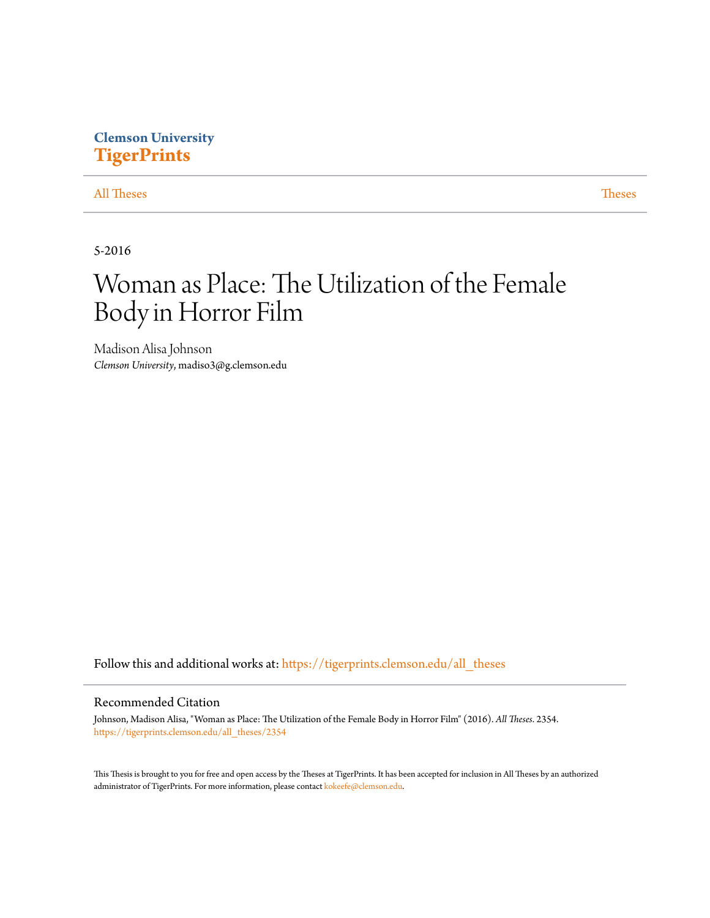Clemson University
**TigerPrints**

All Theses | Theses

5-2016

# Woman as Place: The Utilization of the Female Body in Horror Film

Madison Alisa Johnson
*Clemson University*, madiso3@g.clemson.edu

Follow this and additional works at: https://tigerprints.clemson.edu/all_theses

## Recommended Citation

Johnson, Madison Alisa, "Woman as Place: The Utilization of the Female Body in Horror Film" (2016). *All Theses*. 2354.
https://tigerprints.clemson.edu/all_theses/2354

This Thesis is brought to you for free and open access by the Theses at TigerPrints. It has been accepted for inclusion in All Theses by an authorized administrator of TigerPrints. For more information, please contact kokeefe@clemson.edu.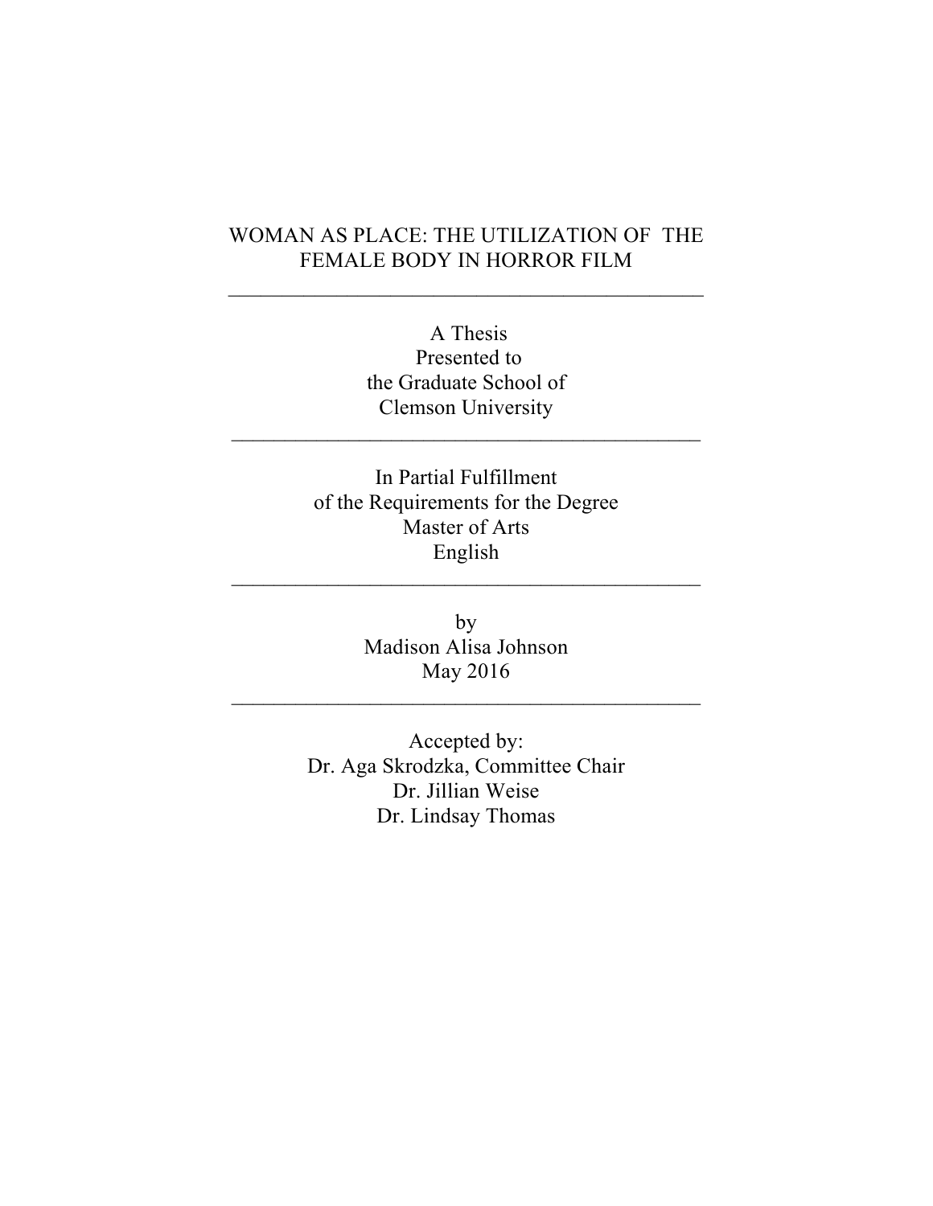# WOMAN AS PLACE: THE UTILIZATION OF THE FEMALE BODY IN HORROR FILM

---

A Thesis
Presented to
the Graduate School of
Clemson University

---

In Partial Fulfillment
of the Requirements for the Degree
Master of Arts
English

---

by
Madison Alisa Johnson
May 2016

---

Accepted by:
Dr. Aga Skrodzka, Committee Chair
Dr. Jillian Weise
Dr. Lindsay Thomas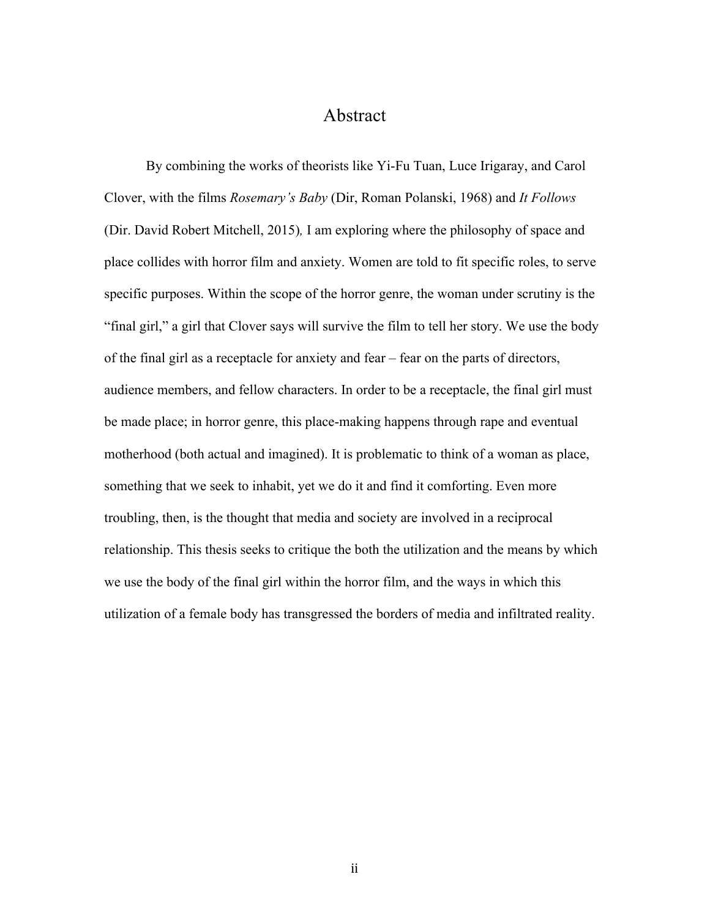# Abstract

By combining the works of theorists like Yi-Fu Tuan, Luce Irigaray, and Carol Clover, with the films *Rosemary's Baby* (Dir, Roman Polanski, 1968) and *It Follows* (Dir. David Robert Mitchell, 2015), I am exploring where the philosophy of space and place collides with horror film and anxiety. Women are told to fit specific roles, to serve specific purposes. Within the scope of the horror genre, the woman under scrutiny is the "final girl," a girl that Clover says will survive the film to tell her story. We use the body of the final girl as a receptacle for anxiety and fear – fear on the parts of directors, audience members, and fellow characters. In order to be a receptacle, the final girl must be made place; in horror genre, this place-making happens through rape and eventual motherhood (both actual and imagined). It is problematic to think of a woman as place, something that we seek to inhabit, yet we do it and find it comforting. Even more troubling, then, is the thought that media and society are involved in a reciprocal relationship. This thesis seeks to critique the both the utilization and the means by which we use the body of the final girl within the horror film, and the ways in which this utilization of a female body has transgressed the borders of media and infiltrated reality.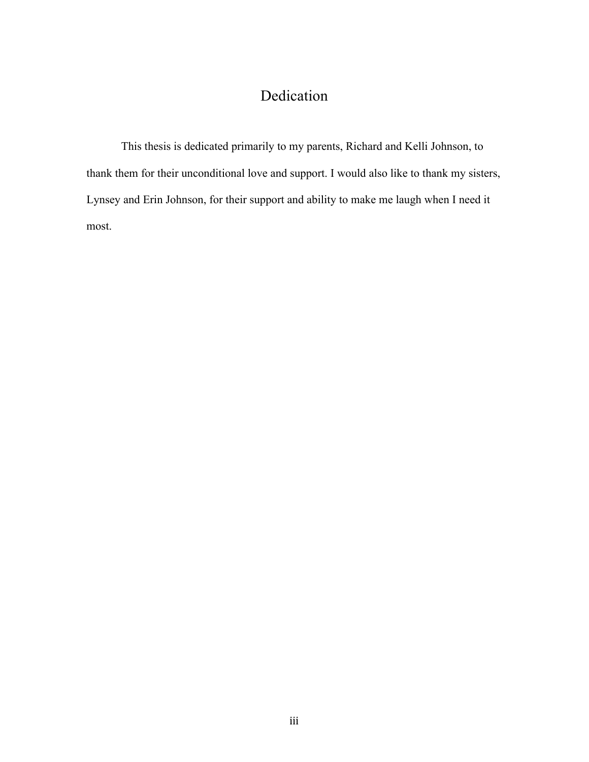# Dedication

This thesis is dedicated primarily to my parents, Richard and Kelli Johnson, to thank them for their unconditional love and support. I would also like to thank my sisters, Lynsey and Erin Johnson, for their support and ability to make me laugh when I need it most.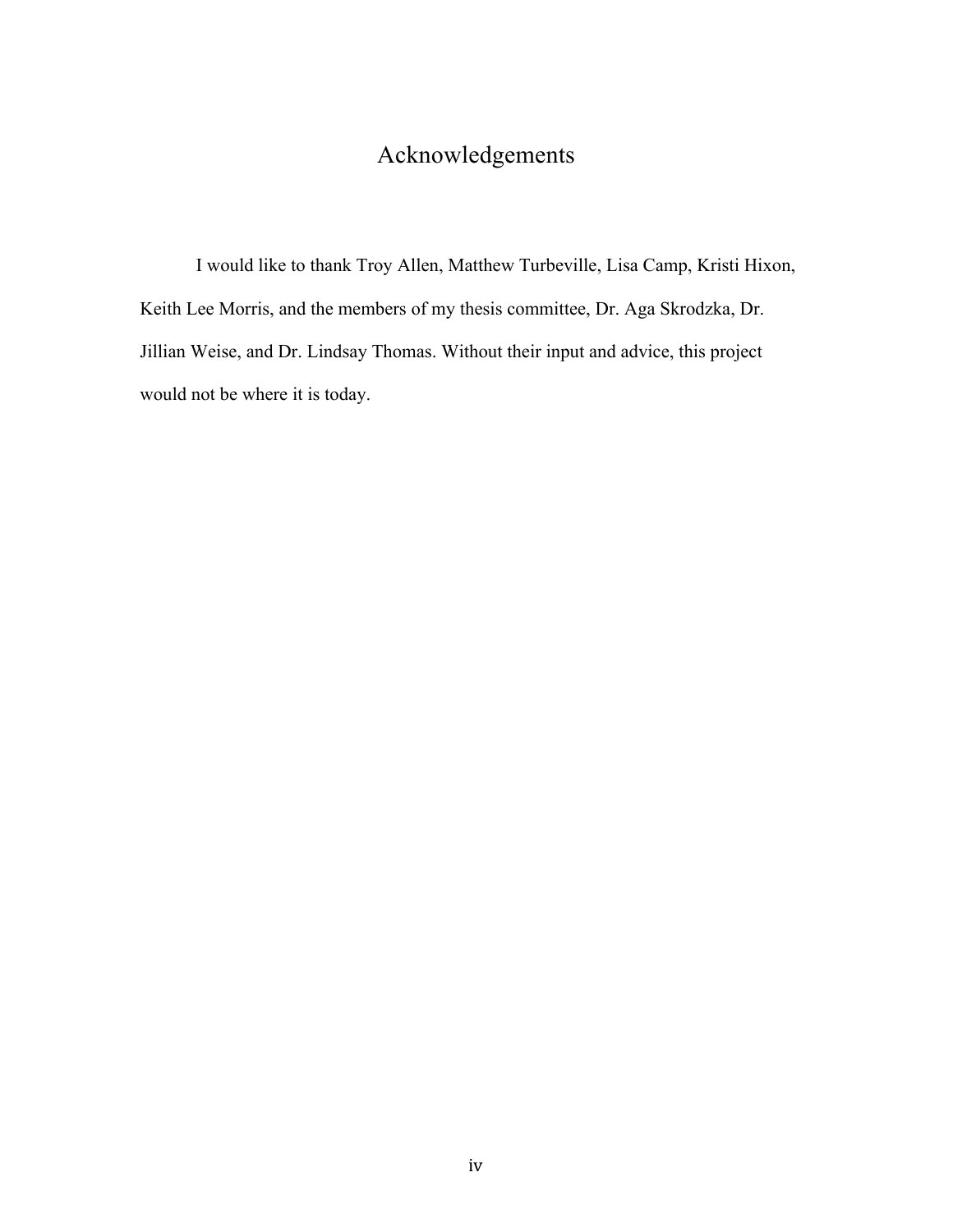# Acknowledgements

I would like to thank Troy Allen, Matthew Turbeville, Lisa Camp, Kristi Hixon, Keith Lee Morris, and the members of my thesis committee, Dr. Aga Skrodzka, Dr. Jillian Weise, and Dr. Lindsay Thomas. Without their input and advice, this project would not be where it is today.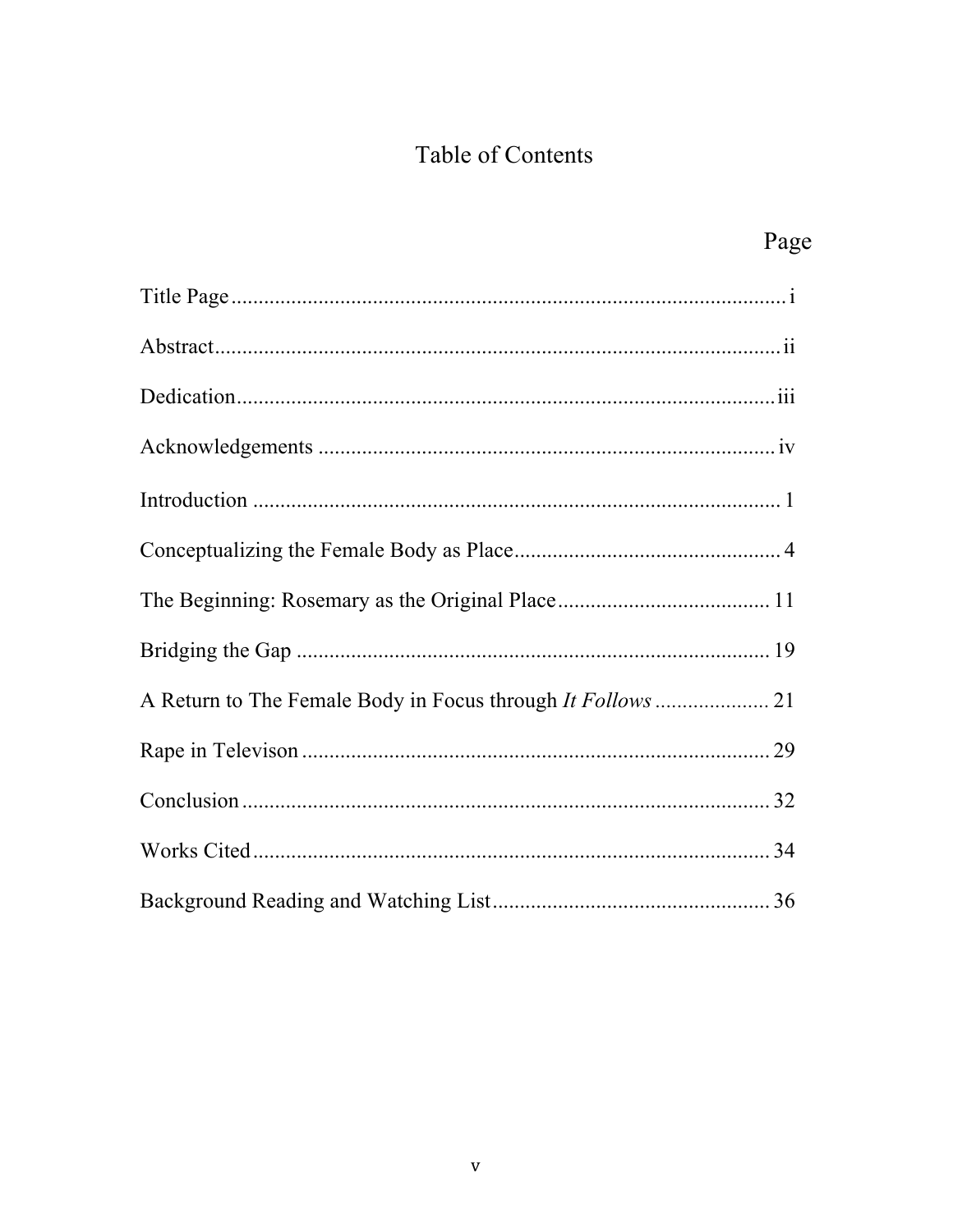# Table of Contents

| | Page |
|---|---|
| Title Page | i |
| Abstract | ii |
| Dedication | iii |
| Acknowledgements | iv |
| Introduction | 1 |
| Conceptualizing the Female Body as Place | 4 |
| The Beginning: Rosemary as the Original Place | 11 |
| Bridging the Gap | 19 |
| A Return to The Female Body in Focus through *It Follows* | 21 |
| Rape in Televison | 29 |
| Conclusion | 32 |
| Works Cited | 34 |
| Background Reading and Watching List | 36 |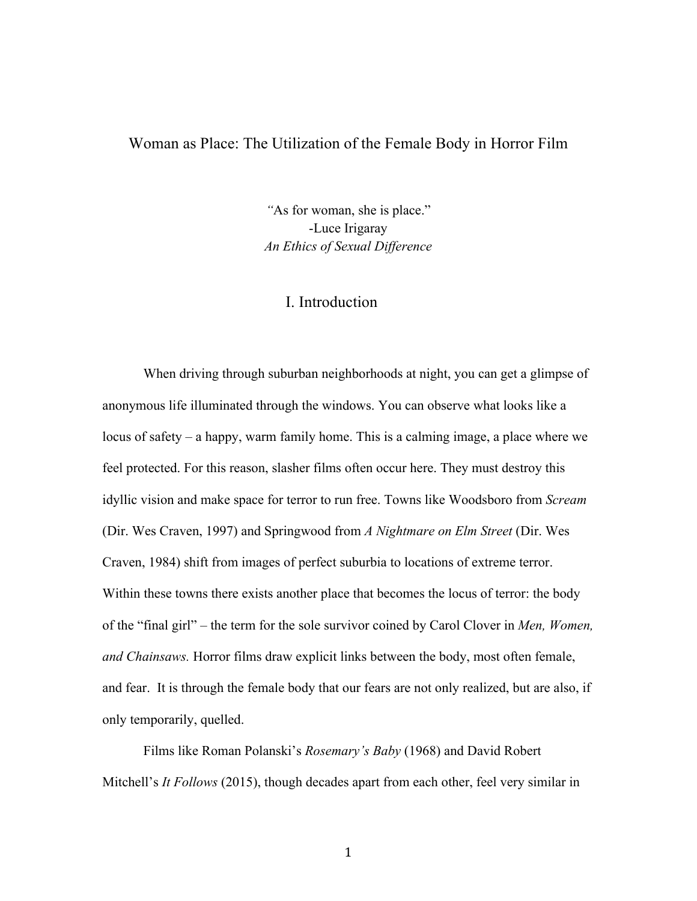# Woman as Place: The Utilization of the Female Body in Horror Film

*"*As for woman, she is place."
-Luce Irigaray
*An Ethics of Sexual Difference*

## I. Introduction

When driving through suburban neighborhoods at night, you can get a glimpse of anonymous life illuminated through the windows. You can observe what looks like a locus of safety – a happy, warm family home. This is a calming image, a place where we feel protected. For this reason, slasher films often occur here. They must destroy this idyllic vision and make space for terror to run free. Towns like Woodsboro from *Scream* (Dir. Wes Craven, 1997) and Springwood from *A Nightmare on Elm Street* (Dir. Wes Craven, 1984) shift from images of perfect suburbia to locations of extreme terror. Within these towns there exists another place that becomes the locus of terror: the body of the "final girl" – the term for the sole survivor coined by Carol Clover in *Men, Women, and Chainsaws.* Horror films draw explicit links between the body, most often female, and fear. It is through the female body that our fears are not only realized, but are also, if only temporarily, quelled.

Films like Roman Polanski's *Rosemary's Baby* (1968) and David Robert Mitchell's *It Follows* (2015), though decades apart from each other, feel very similar in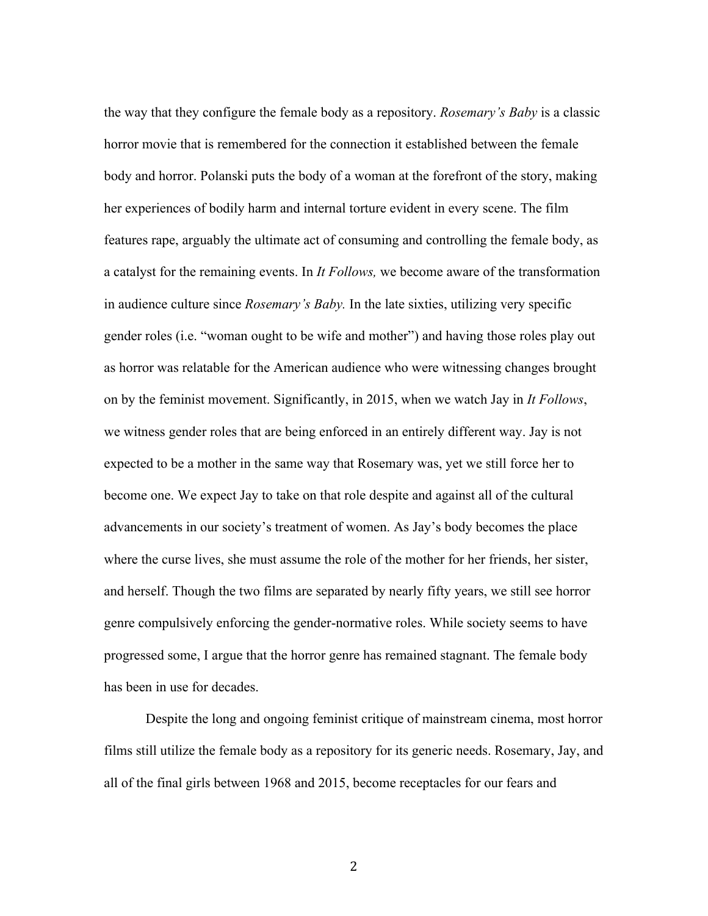the way that they configure the female body as a repository. *Rosemary's Baby* is a classic horror movie that is remembered for the connection it established between the female body and horror. Polanski puts the body of a woman at the forefront of the story, making her experiences of bodily harm and internal torture evident in every scene. The film features rape, arguably the ultimate act of consuming and controlling the female body, as a catalyst for the remaining events. In *It Follows,* we become aware of the transformation in audience culture since *Rosemary's Baby.* In the late sixties, utilizing very specific gender roles (i.e. "woman ought to be wife and mother") and having those roles play out as horror was relatable for the American audience who were witnessing changes brought on by the feminist movement. Significantly, in 2015, when we watch Jay in *It Follows*, we witness gender roles that are being enforced in an entirely different way. Jay is not expected to be a mother in the same way that Rosemary was, yet we still force her to become one. We expect Jay to take on that role despite and against all of the cultural advancements in our society's treatment of women. As Jay's body becomes the place where the curse lives, she must assume the role of the mother for her friends, her sister, and herself. Though the two films are separated by nearly fifty years, we still see horror genre compulsively enforcing the gender-normative roles. While society seems to have progressed some, I argue that the horror genre has remained stagnant. The female body has been in use for decades.

Despite the long and ongoing feminist critique of mainstream cinema, most horror films still utilize the female body as a repository for its generic needs. Rosemary, Jay, and all of the final girls between 1968 and 2015, become receptacles for our fears and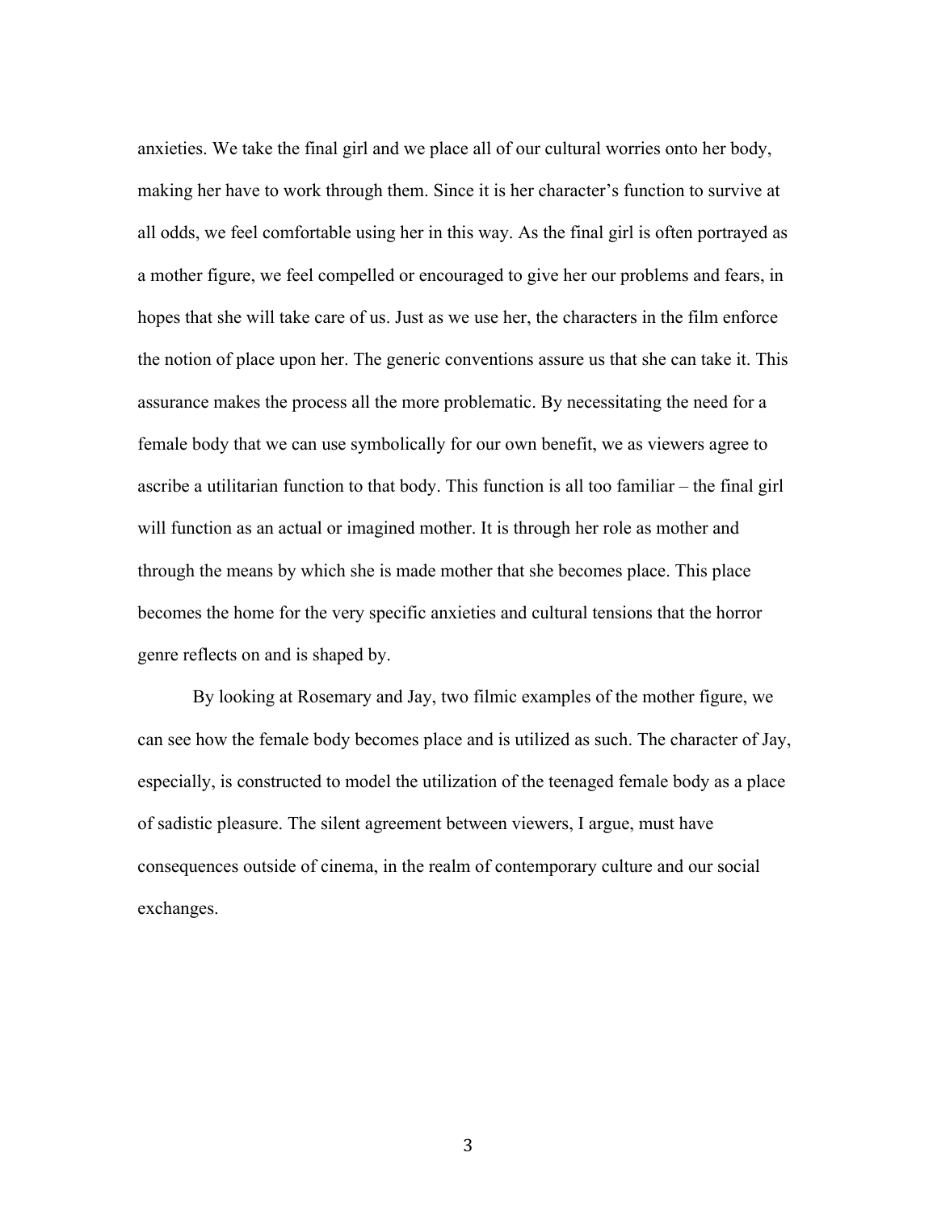anxieties. We take the final girl and we place all of our cultural worries onto her body, making her have to work through them. Since it is her character's function to survive at all odds, we feel comfortable using her in this way. As the final girl is often portrayed as a mother figure, we feel compelled or encouraged to give her our problems and fears, in hopes that she will take care of us. Just as we use her, the characters in the film enforce the notion of place upon her. The generic conventions assure us that she can take it. This assurance makes the process all the more problematic. By necessitating the need for a female body that we can use symbolically for our own benefit, we as viewers agree to ascribe a utilitarian function to that body. This function is all too familiar – the final girl will function as an actual or imagined mother. It is through her role as mother and through the means by which she is made mother that she becomes place. This place becomes the home for the very specific anxieties and cultural tensions that the horror genre reflects on and is shaped by.

By looking at Rosemary and Jay, two filmic examples of the mother figure, we can see how the female body becomes place and is utilized as such. The character of Jay, especially, is constructed to model the utilization of the teenaged female body as a place of sadistic pleasure. The silent agreement between viewers, I argue, must have consequences outside of cinema, in the realm of contemporary culture and our social exchanges.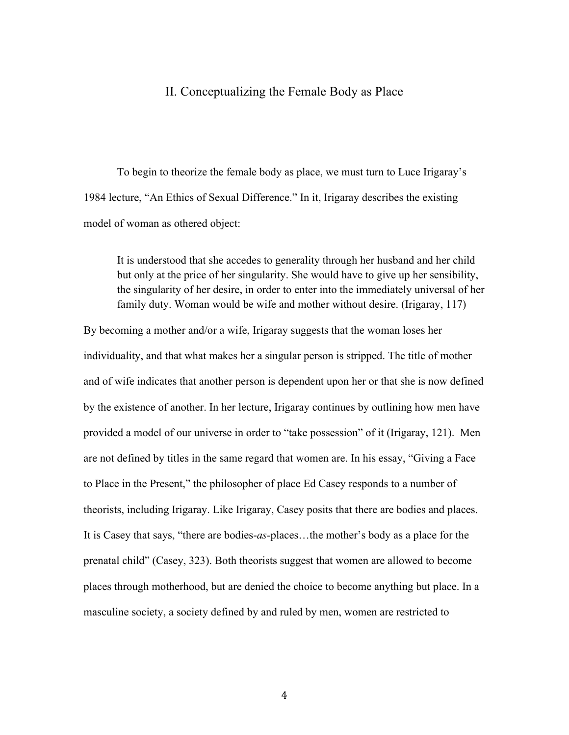## II. Conceptualizing the Female Body as Place

To begin to theorize the female body as place, we must turn to Luce Irigaray's 1984 lecture, "An Ethics of Sexual Difference." In it, Irigaray describes the existing model of woman as othered object:

> It is understood that she accedes to generality through her husband and her child but only at the price of her singularity. She would have to give up her sensibility, the singularity of her desire, in order to enter into the immediately universal of her family duty. Woman would be wife and mother without desire. (Irigaray, 117)

By becoming a mother and/or a wife, Irigaray suggests that the woman loses her individuality, and that what makes her a singular person is stripped. The title of mother and of wife indicates that another person is dependent upon her or that she is now defined by the existence of another. In her lecture, Irigaray continues by outlining how men have provided a model of our universe in order to "take possession" of it (Irigaray, 121). Men are not defined by titles in the same regard that women are. In his essay, "Giving a Face to Place in the Present," the philosopher of place Ed Casey responds to a number of theorists, including Irigaray. Like Irigaray, Casey posits that there are bodies and places. It is Casey that says, "there are bodies-*as*-places…the mother's body as a place for the prenatal child" (Casey, 323). Both theorists suggest that women are allowed to become places through motherhood, but are denied the choice to become anything but place. In a masculine society, a society defined by and ruled by men, women are restricted to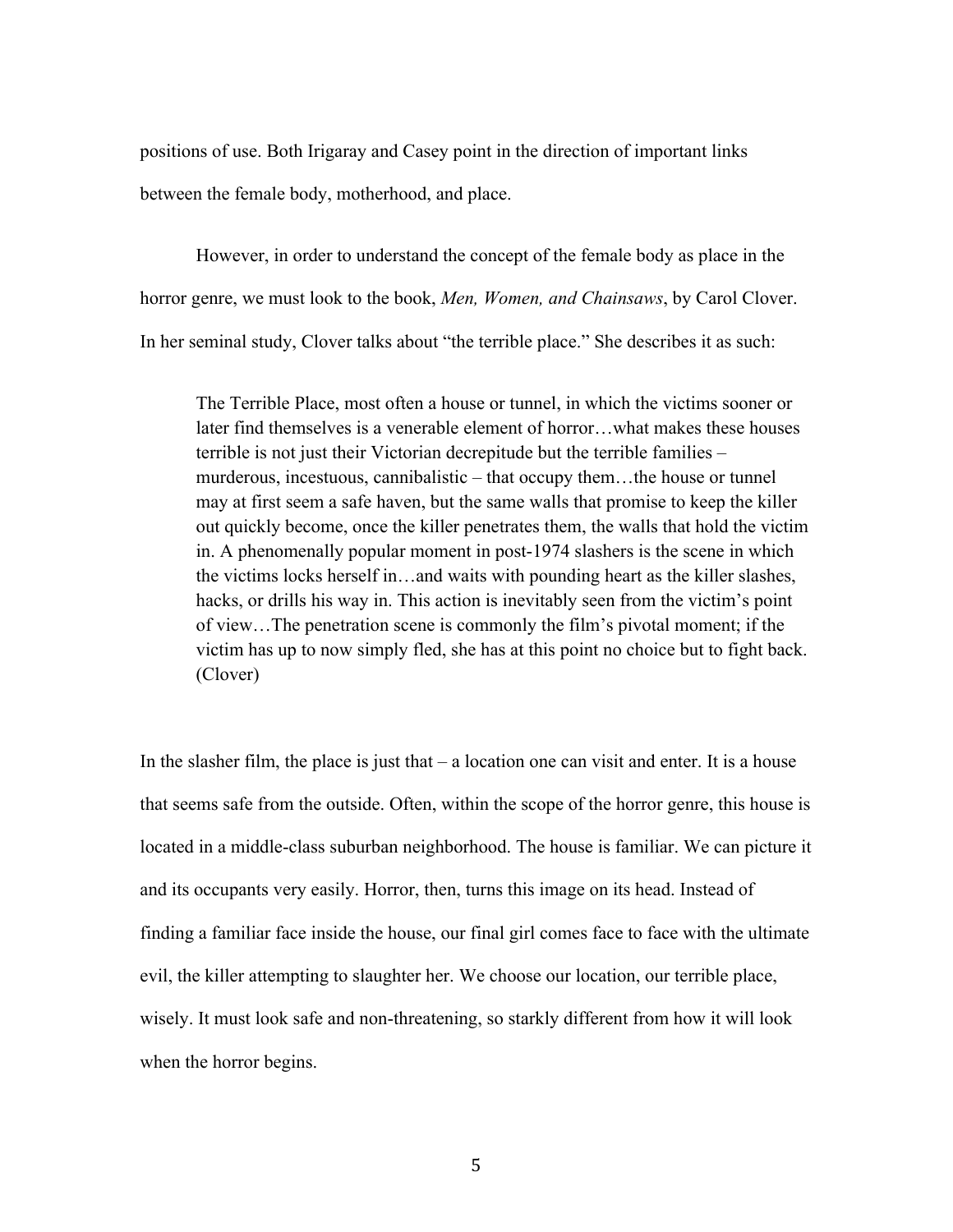positions of use. Both Irigaray and Casey point in the direction of important links between the female body, motherhood, and place.

However, in order to understand the concept of the female body as place in the horror genre, we must look to the book, *Men, Women, and Chainsaws*, by Carol Clover. In her seminal study, Clover talks about "the terrible place." She describes it as such:

> The Terrible Place, most often a house or tunnel, in which the victims sooner or later find themselves is a venerable element of horror…what makes these houses terrible is not just their Victorian decrepitude but the terrible families – murderous, incestuous, cannibalistic – that occupy them…the house or tunnel may at first seem a safe haven, but the same walls that promise to keep the killer out quickly become, once the killer penetrates them, the walls that hold the victim in. A phenomenally popular moment in post-1974 slashers is the scene in which the victims locks herself in…and waits with pounding heart as the killer slashes, hacks, or drills his way in. This action is inevitably seen from the victim's point of view…The penetration scene is commonly the film's pivotal moment; if the victim has up to now simply fled, she has at this point no choice but to fight back. (Clover)

In the slasher film, the place is just that – a location one can visit and enter. It is a house that seems safe from the outside. Often, within the scope of the horror genre, this house is located in a middle-class suburban neighborhood. The house is familiar. We can picture it and its occupants very easily. Horror, then, turns this image on its head. Instead of finding a familiar face inside the house, our final girl comes face to face with the ultimate evil, the killer attempting to slaughter her. We choose our location, our terrible place, wisely. It must look safe and non-threatening, so starkly different from how it will look when the horror begins.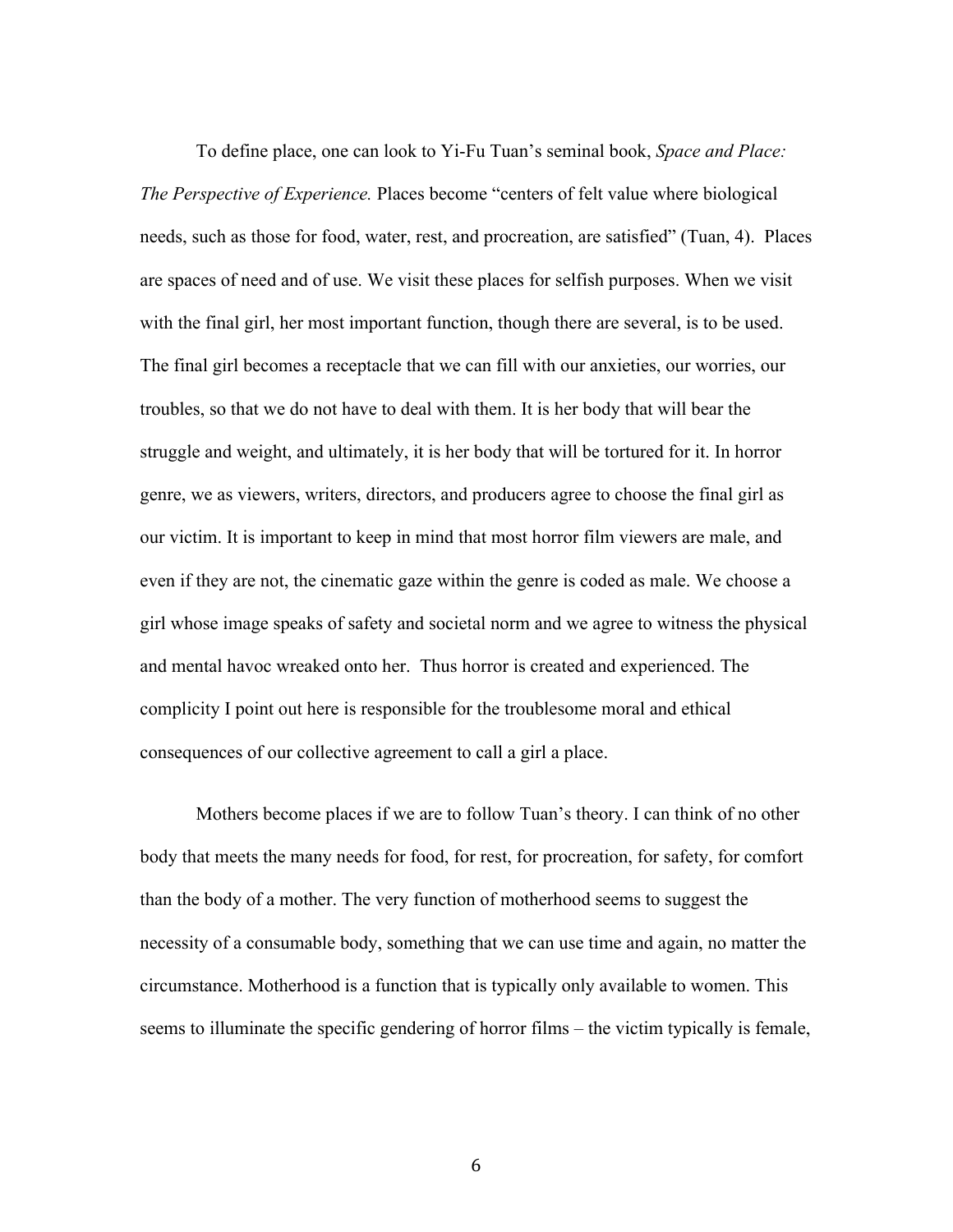To define place, one can look to Yi-Fu Tuan's seminal book, *Space and Place: The Perspective of Experience.* Places become "centers of felt value where biological needs, such as those for food, water, rest, and procreation, are satisfied" (Tuan, 4). Places are spaces of need and of use. We visit these places for selfish purposes. When we visit with the final girl, her most important function, though there are several, is to be used. The final girl becomes a receptacle that we can fill with our anxieties, our worries, our troubles, so that we do not have to deal with them. It is her body that will bear the struggle and weight, and ultimately, it is her body that will be tortured for it. In horror genre, we as viewers, writers, directors, and producers agree to choose the final girl as our victim. It is important to keep in mind that most horror film viewers are male, and even if they are not, the cinematic gaze within the genre is coded as male. We choose a girl whose image speaks of safety and societal norm and we agree to witness the physical and mental havoc wreaked onto her. Thus horror is created and experienced. The complicity I point out here is responsible for the troublesome moral and ethical consequences of our collective agreement to call a girl a place.

Mothers become places if we are to follow Tuan's theory. I can think of no other body that meets the many needs for food, for rest, for procreation, for safety, for comfort than the body of a mother. The very function of motherhood seems to suggest the necessity of a consumable body, something that we can use time and again, no matter the circumstance. Motherhood is a function that is typically only available to women. This seems to illuminate the specific gendering of horror films – the victim typically is female,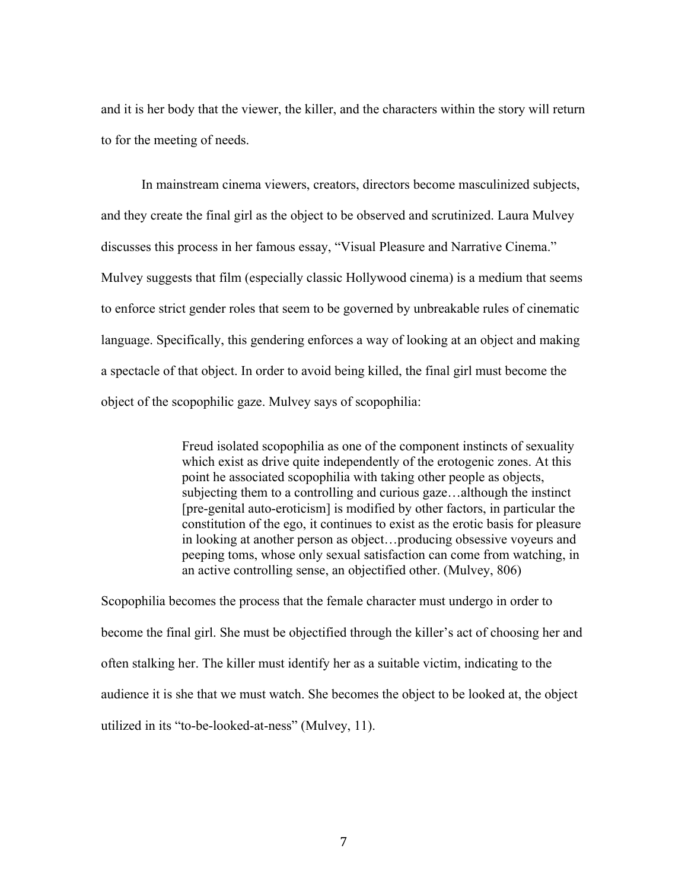and it is her body that the viewer, the killer, and the characters within the story will return to for the meeting of needs.

In mainstream cinema viewers, creators, directors become masculinized subjects, and they create the final girl as the object to be observed and scrutinized. Laura Mulvey discusses this process in her famous essay, "Visual Pleasure and Narrative Cinema." Mulvey suggests that film (especially classic Hollywood cinema) is a medium that seems to enforce strict gender roles that seem to be governed by unbreakable rules of cinematic language. Specifically, this gendering enforces a way of looking at an object and making a spectacle of that object. In order to avoid being killed, the final girl must become the object of the scopophilic gaze. Mulvey says of scopophilia:

> Freud isolated scopophilia as one of the component instincts of sexuality which exist as drive quite independently of the erotogenic zones. At this point he associated scopophilia with taking other people as objects, subjecting them to a controlling and curious gaze…although the instinct [pre-genital auto-eroticism] is modified by other factors, in particular the constitution of the ego, it continues to exist as the erotic basis for pleasure in looking at another person as object…producing obsessive voyeurs and peeping toms, whose only sexual satisfaction can come from watching, in an active controlling sense, an objectified other. (Mulvey, 806)

Scopophilia becomes the process that the female character must undergo in order to become the final girl. She must be objectified through the killer's act of choosing her and often stalking her. The killer must identify her as a suitable victim, indicating to the audience it is she that we must watch. She becomes the object to be looked at, the object utilized in its "to-be-looked-at-ness" (Mulvey, 11).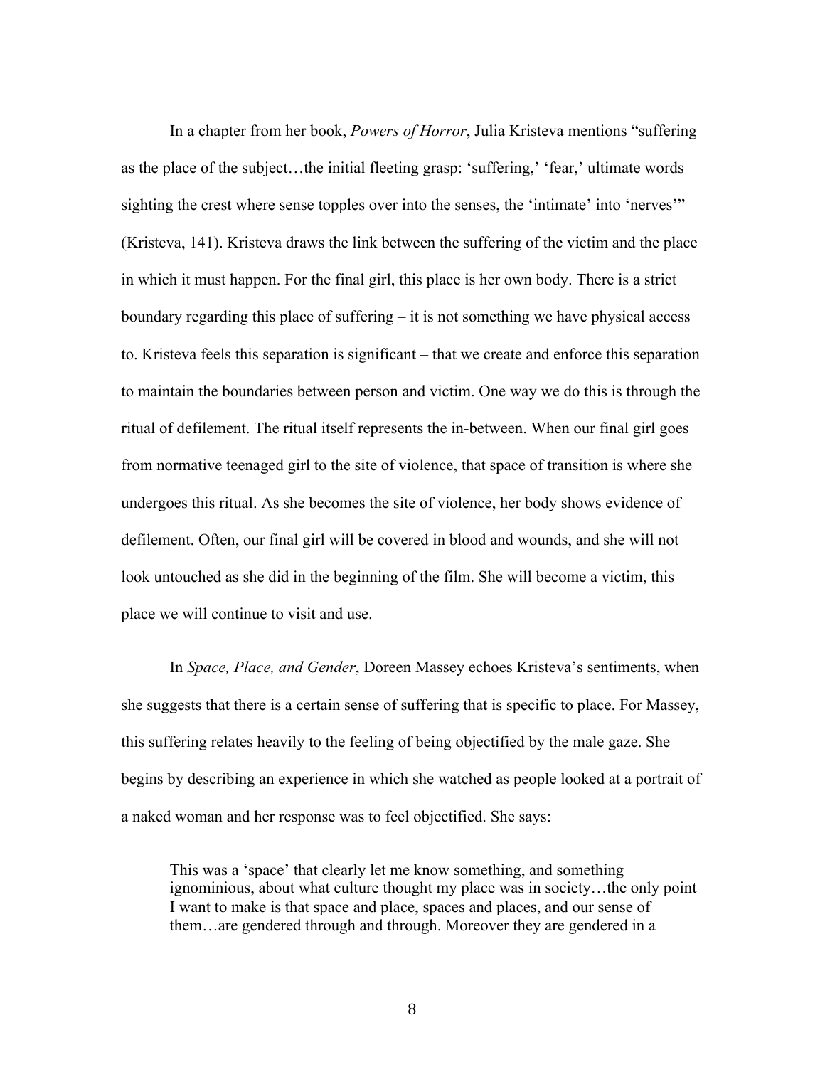In a chapter from her book, *Powers of Horror*, Julia Kristeva mentions "suffering as the place of the subject…the initial fleeting grasp: 'suffering,' 'fear,' ultimate words sighting the crest where sense topples over into the senses, the 'intimate' into 'nerves'" (Kristeva, 141). Kristeva draws the link between the suffering of the victim and the place in which it must happen. For the final girl, this place is her own body. There is a strict boundary regarding this place of suffering – it is not something we have physical access to. Kristeva feels this separation is significant – that we create and enforce this separation to maintain the boundaries between person and victim. One way we do this is through the ritual of defilement. The ritual itself represents the in-between. When our final girl goes from normative teenaged girl to the site of violence, that space of transition is where she undergoes this ritual. As she becomes the site of violence, her body shows evidence of defilement. Often, our final girl will be covered in blood and wounds, and she will not look untouched as she did in the beginning of the film. She will become a victim, this place we will continue to visit and use.

In *Space, Place, and Gender*, Doreen Massey echoes Kristeva's sentiments, when she suggests that there is a certain sense of suffering that is specific to place. For Massey, this suffering relates heavily to the feeling of being objectified by the male gaze. She begins by describing an experience in which she watched as people looked at a portrait of a naked woman and her response was to feel objectified. She says:

> This was a 'space' that clearly let me know something, and something ignominious, about what culture thought my place was in society…the only point I want to make is that space and place, spaces and places, and our sense of them…are gendered through and through. Moreover they are gendered in a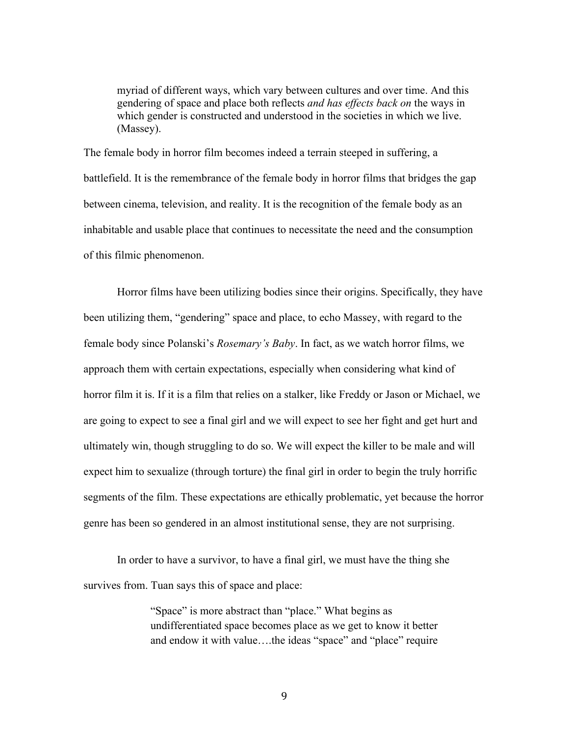> myriad of different ways, which vary between cultures and over time. And this gendering of space and place both reflects *and has effects back on* the ways in which gender is constructed and understood in the societies in which we live. (Massey).

The female body in horror film becomes indeed a terrain steeped in suffering, a battlefield. It is the remembrance of the female body in horror films that bridges the gap between cinema, television, and reality. It is the recognition of the female body as an inhabitable and usable place that continues to necessitate the need and the consumption of this filmic phenomenon.

Horror films have been utilizing bodies since their origins. Specifically, they have been utilizing them, "gendering" space and place, to echo Massey, with regard to the female body since Polanski's *Rosemary's Baby*. In fact, as we watch horror films, we approach them with certain expectations, especially when considering what kind of horror film it is. If it is a film that relies on a stalker, like Freddy or Jason or Michael, we are going to expect to see a final girl and we will expect to see her fight and get hurt and ultimately win, though struggling to do so. We will expect the killer to be male and will expect him to sexualize (through torture) the final girl in order to begin the truly horrific segments of the film. These expectations are ethically problematic, yet because the horror genre has been so gendered in an almost institutional sense, they are not surprising.

In order to have a survivor, to have a final girl, we must have the thing she survives from. Tuan says this of space and place:

> "Space" is more abstract than "place." What begins as undifferentiated space becomes place as we get to know it better and endow it with value….the ideas "space" and "place" require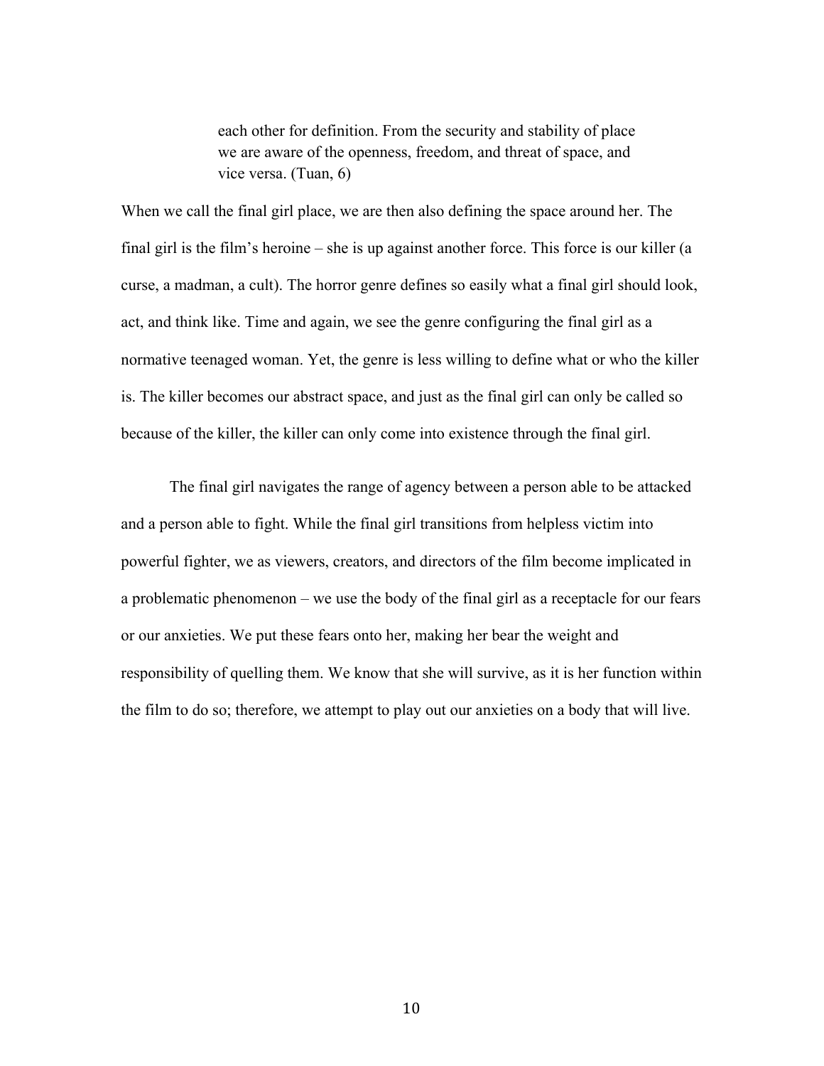> each other for definition. From the security and stability of place we are aware of the openness, freedom, and threat of space, and vice versa. (Tuan, 6)

When we call the final girl place, we are then also defining the space around her. The final girl is the film's heroine – she is up against another force. This force is our killer (a curse, a madman, a cult). The horror genre defines so easily what a final girl should look, act, and think like. Time and again, we see the genre configuring the final girl as a normative teenaged woman. Yet, the genre is less willing to define what or who the killer is. The killer becomes our abstract space, and just as the final girl can only be called so because of the killer, the killer can only come into existence through the final girl.

The final girl navigates the range of agency between a person able to be attacked and a person able to fight. While the final girl transitions from helpless victim into powerful fighter, we as viewers, creators, and directors of the film become implicated in a problematic phenomenon – we use the body of the final girl as a receptacle for our fears or our anxieties. We put these fears onto her, making her bear the weight and responsibility of quelling them. We know that she will survive, as it is her function within the film to do so; therefore, we attempt to play out our anxieties on a body that will live.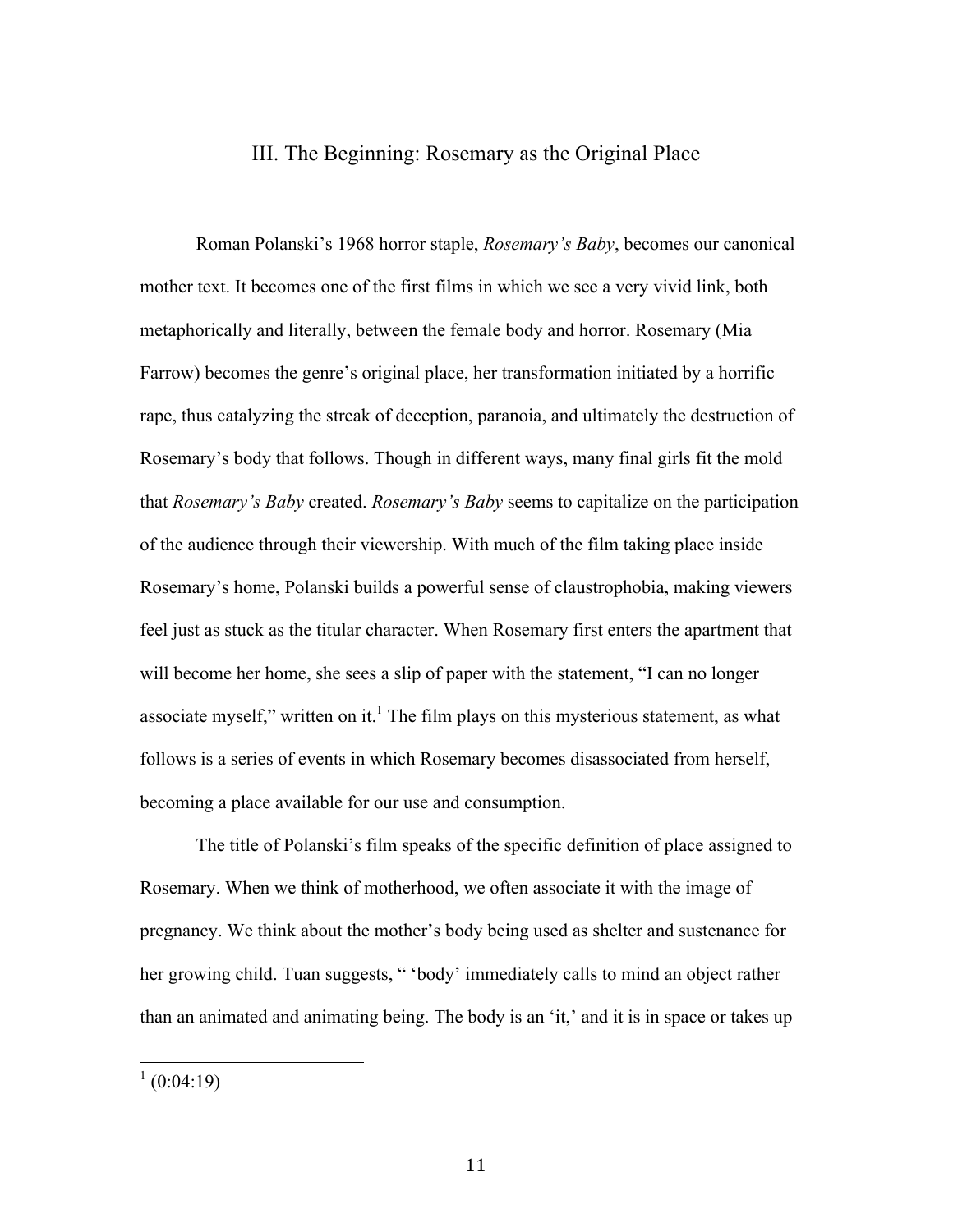## III. The Beginning: Rosemary as the Original Place

Roman Polanski's 1968 horror staple, *Rosemary's Baby*, becomes our canonical mother text. It becomes one of the first films in which we see a very vivid link, both metaphorically and literally, between the female body and horror. Rosemary (Mia Farrow) becomes the genre's original place, her transformation initiated by a horrific rape, thus catalyzing the streak of deception, paranoia, and ultimately the destruction of Rosemary's body that follows. Though in different ways, many final girls fit the mold that *Rosemary's Baby* created. *Rosemary's Baby* seems to capitalize on the participation of the audience through their viewership. With much of the film taking place inside Rosemary's home, Polanski builds a powerful sense of claustrophobia, making viewers feel just as stuck as the titular character. When Rosemary first enters the apartment that will become her home, she sees a slip of paper with the statement, "I can no longer associate myself," written on it.[1] The film plays on this mysterious statement, as what follows is a series of events in which Rosemary becomes disassociated from herself, becoming a place available for our use and consumption.

The title of Polanski's film speaks of the specific definition of place assigned to Rosemary. When we think of motherhood, we often associate it with the image of pregnancy. We think about the mother's body being used as shelter and sustenance for her growing child. Tuan suggests, " 'body' immediately calls to mind an object rather than an animated and animating being. The body is an 'it,' and it is in space or takes up

[1] (0:04:19)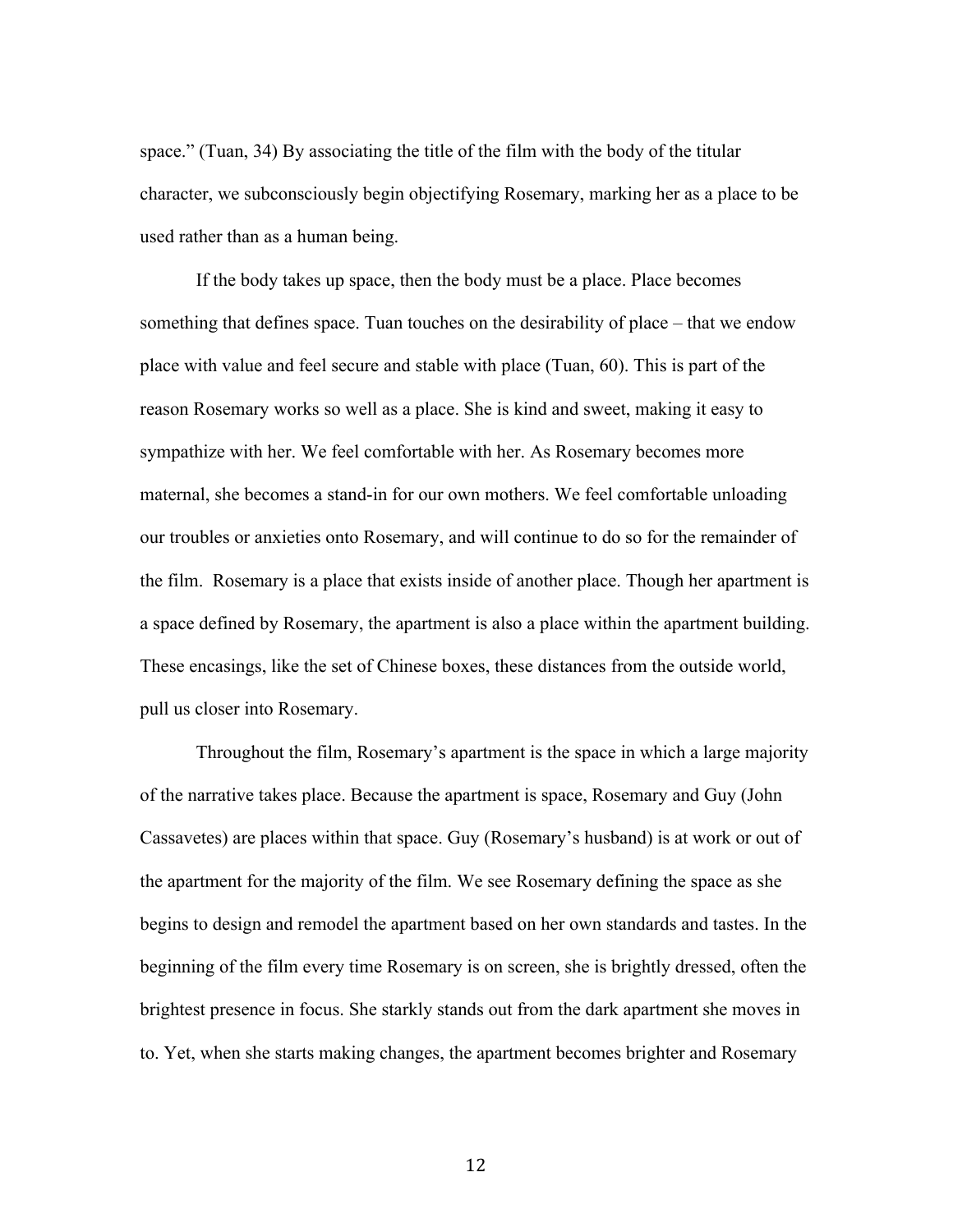space." (Tuan, 34) By associating the title of the film with the body of the titular character, we subconsciously begin objectifying Rosemary, marking her as a place to be used rather than as a human being.

If the body takes up space, then the body must be a place. Place becomes something that defines space. Tuan touches on the desirability of place – that we endow place with value and feel secure and stable with place (Tuan, 60). This is part of the reason Rosemary works so well as a place. She is kind and sweet, making it easy to sympathize with her. We feel comfortable with her. As Rosemary becomes more maternal, she becomes a stand-in for our own mothers. We feel comfortable unloading our troubles or anxieties onto Rosemary, and will continue to do so for the remainder of the film.  Rosemary is a place that exists inside of another place. Though her apartment is a space defined by Rosemary, the apartment is also a place within the apartment building. These encasings, like the set of Chinese boxes, these distances from the outside world, pull us closer into Rosemary.

Throughout the film, Rosemary's apartment is the space in which a large majority of the narrative takes place. Because the apartment is space, Rosemary and Guy (John Cassavetes) are places within that space. Guy (Rosemary's husband) is at work or out of the apartment for the majority of the film. We see Rosemary defining the space as she begins to design and remodel the apartment based on her own standards and tastes. In the beginning of the film every time Rosemary is on screen, she is brightly dressed, often the brightest presence in focus. She starkly stands out from the dark apartment she moves in to. Yet, when she starts making changes, the apartment becomes brighter and Rosemary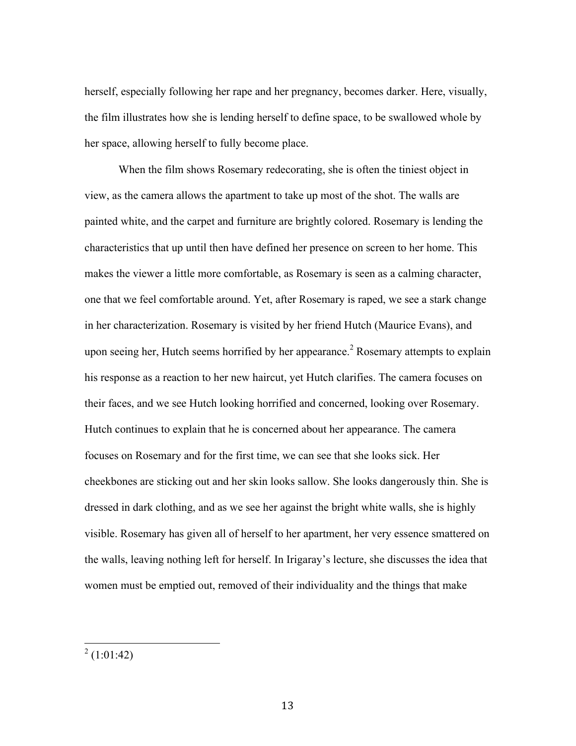herself, especially following her rape and her pregnancy, becomes darker. Here, visually, the film illustrates how she is lending herself to define space, to be swallowed whole by her space, allowing herself to fully become place.

When the film shows Rosemary redecorating, she is often the tiniest object in view, as the camera allows the apartment to take up most of the shot. The walls are painted white, and the carpet and furniture are brightly colored. Rosemary is lending the characteristics that up until then have defined her presence on screen to her home. This makes the viewer a little more comfortable, as Rosemary is seen as a calming character, one that we feel comfortable around. Yet, after Rosemary is raped, we see a stark change in her characterization. Rosemary is visited by her friend Hutch (Maurice Evans), and upon seeing her, Hutch seems horrified by her appearance.[2] Rosemary attempts to explain his response as a reaction to her new haircut, yet Hutch clarifies. The camera focuses on their faces, and we see Hutch looking horrified and concerned, looking over Rosemary. Hutch continues to explain that he is concerned about her appearance. The camera focuses on Rosemary and for the first time, we can see that she looks sick. Her cheekbones are sticking out and her skin looks sallow. She looks dangerously thin. She is dressed in dark clothing, and as we see her against the bright white walls, she is highly visible. Rosemary has given all of herself to her apartment, her very essence smattered on the walls, leaving nothing left for herself. In Irigaray's lecture, she discusses the idea that women must be emptied out, removed of their individuality and the things that make

---

[2] (1:01:42)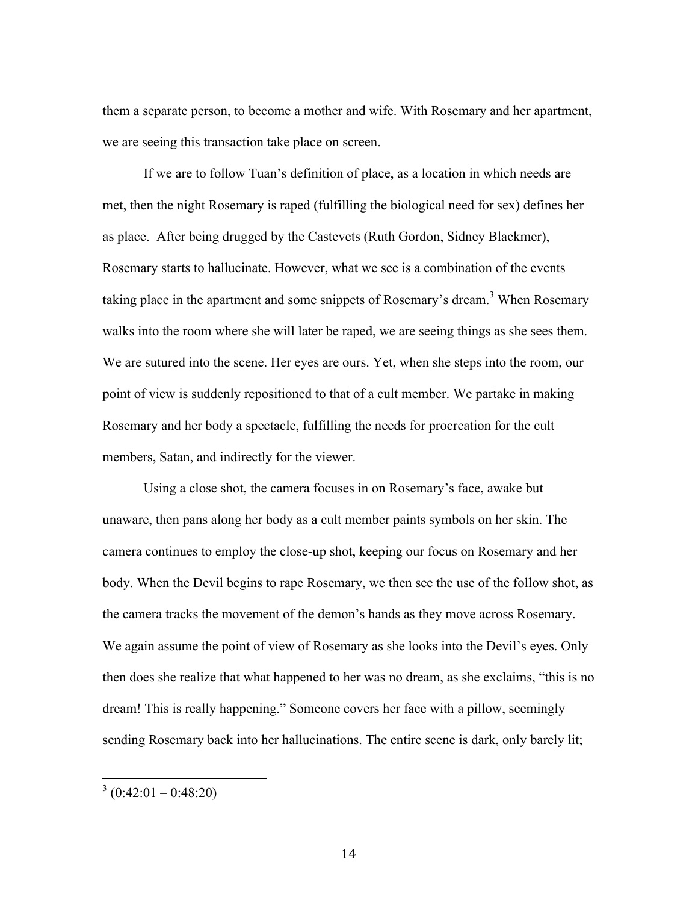them a separate person, to become a mother and wife. With Rosemary and her apartment, we are seeing this transaction take place on screen.

If we are to follow Tuan's definition of place, as a location in which needs are met, then the night Rosemary is raped (fulfilling the biological need for sex) defines her as place. After being drugged by the Castevets (Ruth Gordon, Sidney Blackmer), Rosemary starts to hallucinate. However, what we see is a combination of the events taking place in the apartment and some snippets of Rosemary's dream.[3] When Rosemary walks into the room where she will later be raped, we are seeing things as she sees them. We are sutured into the scene. Her eyes are ours. Yet, when she steps into the room, our point of view is suddenly repositioned to that of a cult member. We partake in making Rosemary and her body a spectacle, fulfilling the needs for procreation for the cult members, Satan, and indirectly for the viewer.

Using a close shot, the camera focuses in on Rosemary's face, awake but unaware, then pans along her body as a cult member paints symbols on her skin. The camera continues to employ the close-up shot, keeping our focus on Rosemary and her body. When the Devil begins to rape Rosemary, we then see the use of the follow shot, as the camera tracks the movement of the demon's hands as they move across Rosemary. We again assume the point of view of Rosemary as she looks into the Devil's eyes. Only then does she realize that what happened to her was no dream, as she exclaims, "this is no dream! This is really happening." Someone covers her face with a pillow, seemingly sending Rosemary back into her hallucinations. The entire scene is dark, only barely lit;

---

[3] (0:42:01 – 0:48:20)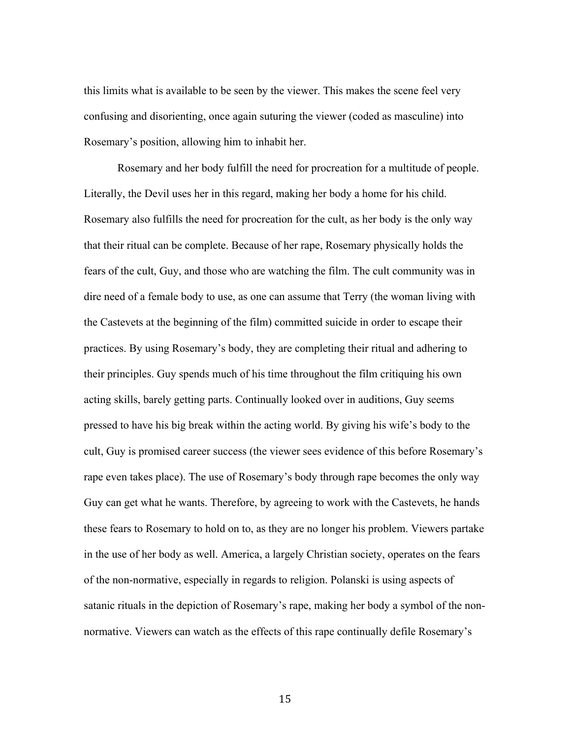this limits what is available to be seen by the viewer. This makes the scene feel very confusing and disorienting, once again suturing the viewer (coded as masculine) into Rosemary's position, allowing him to inhabit her.

Rosemary and her body fulfill the need for procreation for a multitude of people. Literally, the Devil uses her in this regard, making her body a home for his child. Rosemary also fulfills the need for procreation for the cult, as her body is the only way that their ritual can be complete. Because of her rape, Rosemary physically holds the fears of the cult, Guy, and those who are watching the film. The cult community was in dire need of a female body to use, as one can assume that Terry (the woman living with the Castevets at the beginning of the film) committed suicide in order to escape their practices. By using Rosemary's body, they are completing their ritual and adhering to their principles. Guy spends much of his time throughout the film critiquing his own acting skills, barely getting parts. Continually looked over in auditions, Guy seems pressed to have his big break within the acting world. By giving his wife's body to the cult, Guy is promised career success (the viewer sees evidence of this before Rosemary's rape even takes place). The use of Rosemary's body through rape becomes the only way Guy can get what he wants. Therefore, by agreeing to work with the Castevets, he hands these fears to Rosemary to hold on to, as they are no longer his problem. Viewers partake in the use of her body as well. America, a largely Christian society, operates on the fears of the non-normative, especially in regards to religion. Polanski is using aspects of satanic rituals in the depiction of Rosemary's rape, making her body a symbol of the non-normative. Viewers can watch as the effects of this rape continually defile Rosemary's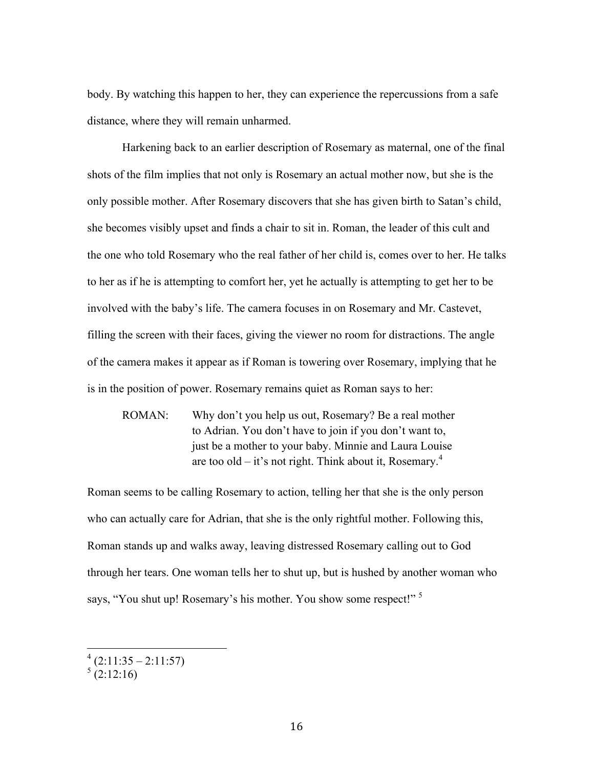body. By watching this happen to her, they can experience the repercussions from a safe distance, where they will remain unharmed.

Harkening back to an earlier description of Rosemary as maternal, one of the final shots of the film implies that not only is Rosemary an actual mother now, but she is the only possible mother. After Rosemary discovers that she has given birth to Satan's child, she becomes visibly upset and finds a chair to sit in. Roman, the leader of this cult and the one who told Rosemary who the real father of her child is, comes over to her. He talks to her as if he is attempting to comfort her, yet he actually is attempting to get her to be involved with the baby's life. The camera focuses in on Rosemary and Mr. Castevet, filling the screen with their faces, giving the viewer no room for distractions. The angle of the camera makes it appear as if Roman is towering over Rosemary, implying that he is in the position of power. Rosemary remains quiet as Roman says to her:

> ROMAN: Why don't you help us out, Rosemary? Be a real mother to Adrian. You don't have to join if you don't want to, just be a mother to your baby. Minnie and Laura Louise are too old – it's not right. Think about it, Rosemary.[4]

Roman seems to be calling Rosemary to action, telling her that she is the only person who can actually care for Adrian, that she is the only rightful mother. Following this, Roman stands up and walks away, leaving distressed Rosemary calling out to God through her tears. One woman tells her to shut up, but is hushed by another woman who says, "You shut up! Rosemary's his mother. You show some respect!"[5]

---

[4] (2:11:35 – 2:11:57)

[5] (2:12:16)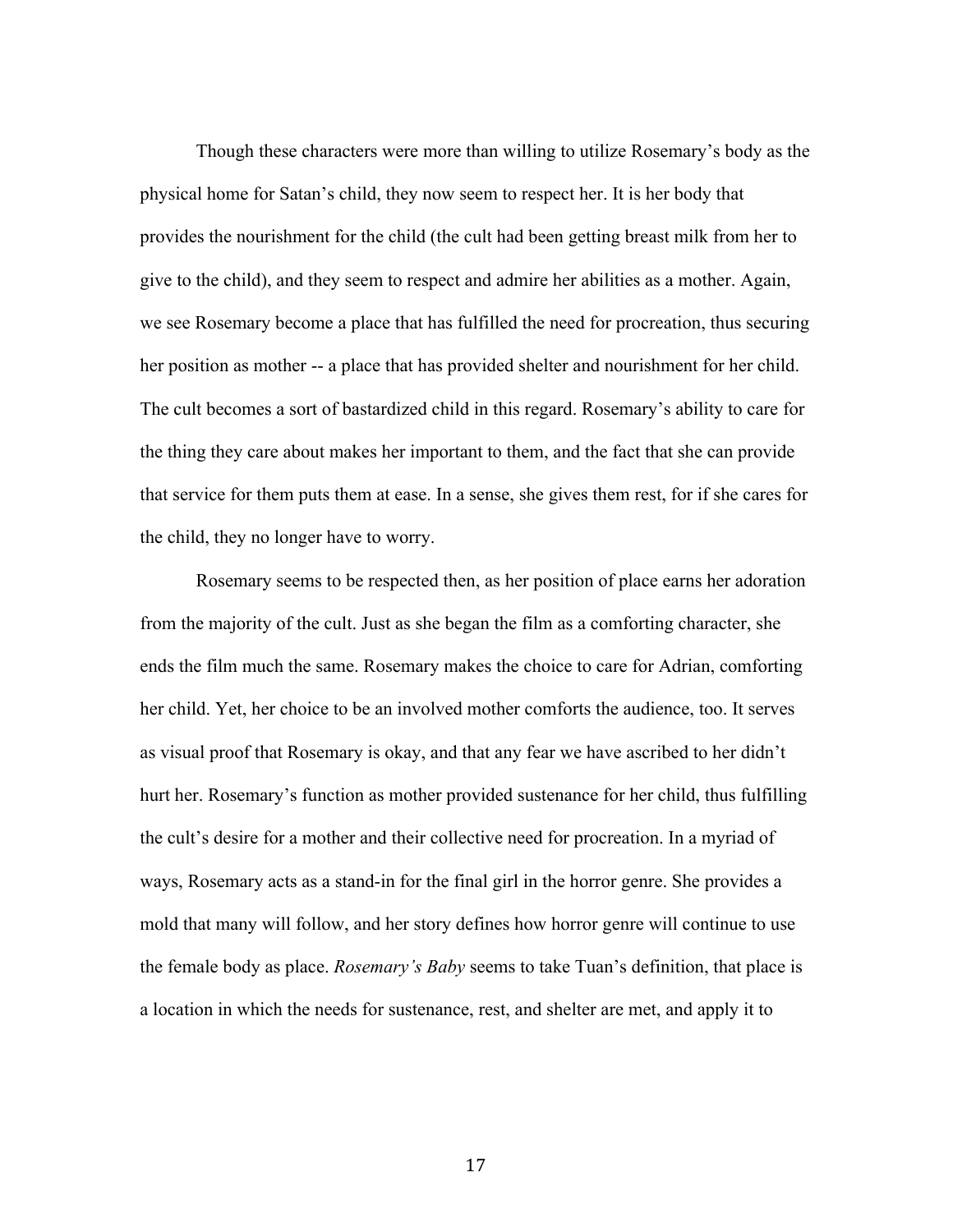Though these characters were more than willing to utilize Rosemary's body as the physical home for Satan's child, they now seem to respect her. It is her body that provides the nourishment for the child (the cult had been getting breast milk from her to give to the child), and they seem to respect and admire her abilities as a mother. Again, we see Rosemary become a place that has fulfilled the need for procreation, thus securing her position as mother -- a place that has provided shelter and nourishment for her child. The cult becomes a sort of bastardized child in this regard. Rosemary's ability to care for the thing they care about makes her important to them, and the fact that she can provide that service for them puts them at ease. In a sense, she gives them rest, for if she cares for the child, they no longer have to worry.

Rosemary seems to be respected then, as her position of place earns her adoration from the majority of the cult. Just as she began the film as a comforting character, she ends the film much the same. Rosemary makes the choice to care for Adrian, comforting her child. Yet, her choice to be an involved mother comforts the audience, too. It serves as visual proof that Rosemary is okay, and that any fear we have ascribed to her didn't hurt her. Rosemary's function as mother provided sustenance for her child, thus fulfilling the cult's desire for a mother and their collective need for procreation. In a myriad of ways, Rosemary acts as a stand-in for the final girl in the horror genre. She provides a mold that many will follow, and her story defines how horror genre will continue to use the female body as place. *Rosemary's Baby* seems to take Tuan's definition, that place is a location in which the needs for sustenance, rest, and shelter are met, and apply it to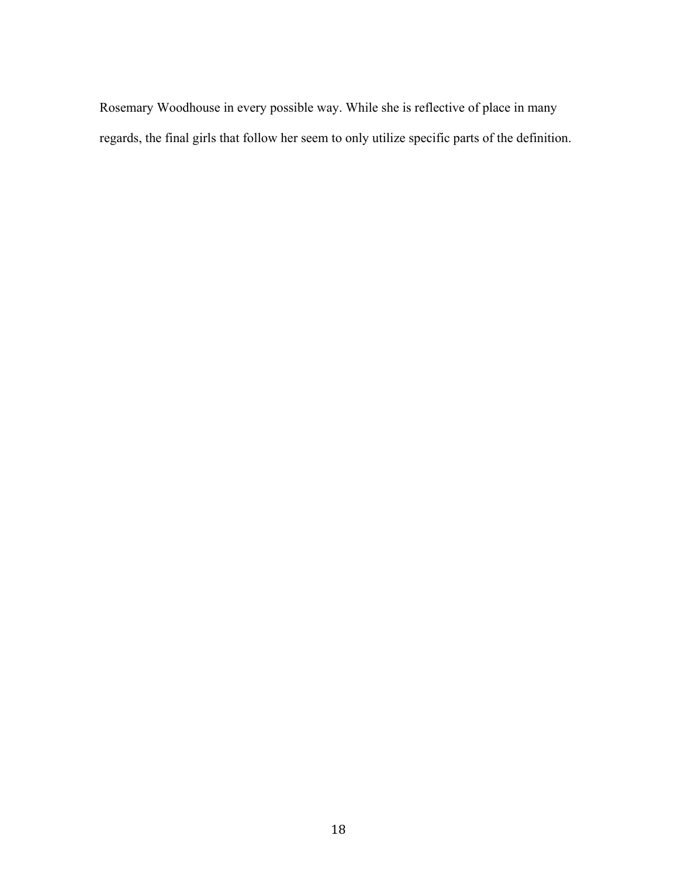Rosemary Woodhouse in every possible way. While she is reflective of place in many regards, the final girls that follow her seem to only utilize specific parts of the definition.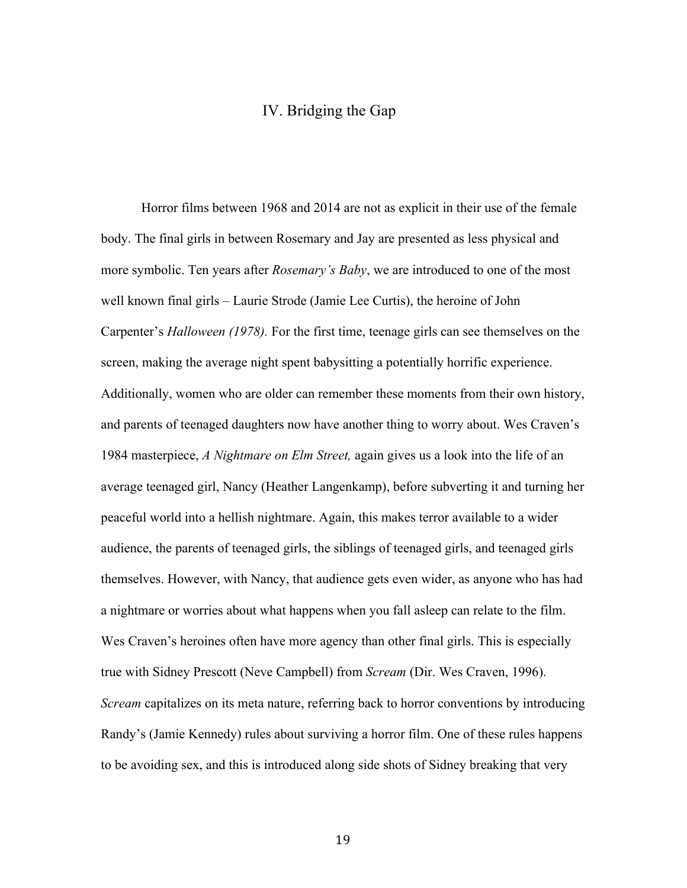# IV. Bridging the Gap

Horror films between 1968 and 2014 are not as explicit in their use of the female body. The final girls in between Rosemary and Jay are presented as less physical and more symbolic. Ten years after *Rosemary's Baby*, we are introduced to one of the most well known final girls – Laurie Strode (Jamie Lee Curtis), the heroine of John Carpenter's *Halloween (1978).* For the first time, teenage girls can see themselves on the screen, making the average night spent babysitting a potentially horrific experience. Additionally, women who are older can remember these moments from their own history, and parents of teenaged daughters now have another thing to worry about. Wes Craven's 1984 masterpiece, *A Nightmare on Elm Street,* again gives us a look into the life of an average teenaged girl, Nancy (Heather Langenkamp), before subverting it and turning her peaceful world into a hellish nightmare. Again, this makes terror available to a wider audience, the parents of teenaged girls, the siblings of teenaged girls, and teenaged girls themselves. However, with Nancy, that audience gets even wider, as anyone who has had a nightmare or worries about what happens when you fall asleep can relate to the film. Wes Craven's heroines often have more agency than other final girls. This is especially true with Sidney Prescott (Neve Campbell) from *Scream* (Dir. Wes Craven, 1996). *Scream* capitalizes on its meta nature, referring back to horror conventions by introducing Randy's (Jamie Kennedy) rules about surviving a horror film. One of these rules happens to be avoiding sex, and this is introduced along side shots of Sidney breaking that very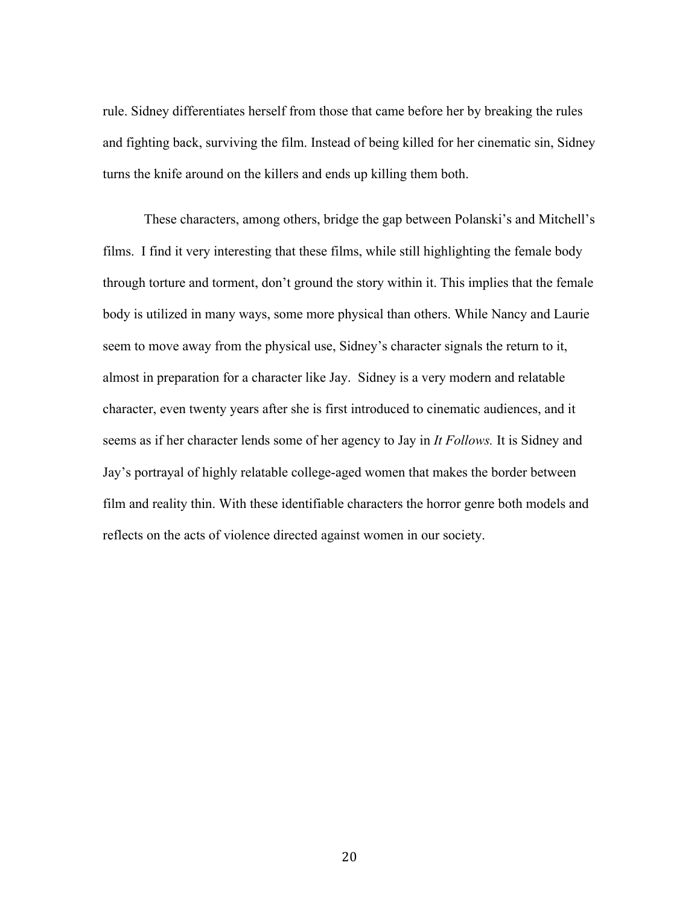rule. Sidney differentiates herself from those that came before her by breaking the rules and fighting back, surviving the film. Instead of being killed for her cinematic sin, Sidney turns the knife around on the killers and ends up killing them both.

These characters, among others, bridge the gap between Polanski's and Mitchell's films. I find it very interesting that these films, while still highlighting the female body through torture and torment, don't ground the story within it. This implies that the female body is utilized in many ways, some more physical than others. While Nancy and Laurie seem to move away from the physical use, Sidney's character signals the return to it, almost in preparation for a character like Jay. Sidney is a very modern and relatable character, even twenty years after she is first introduced to cinematic audiences, and it seems as if her character lends some of her agency to Jay in *It Follows.* It is Sidney and Jay's portrayal of highly relatable college-aged women that makes the border between film and reality thin. With these identifiable characters the horror genre both models and reflects on the acts of violence directed against women in our society.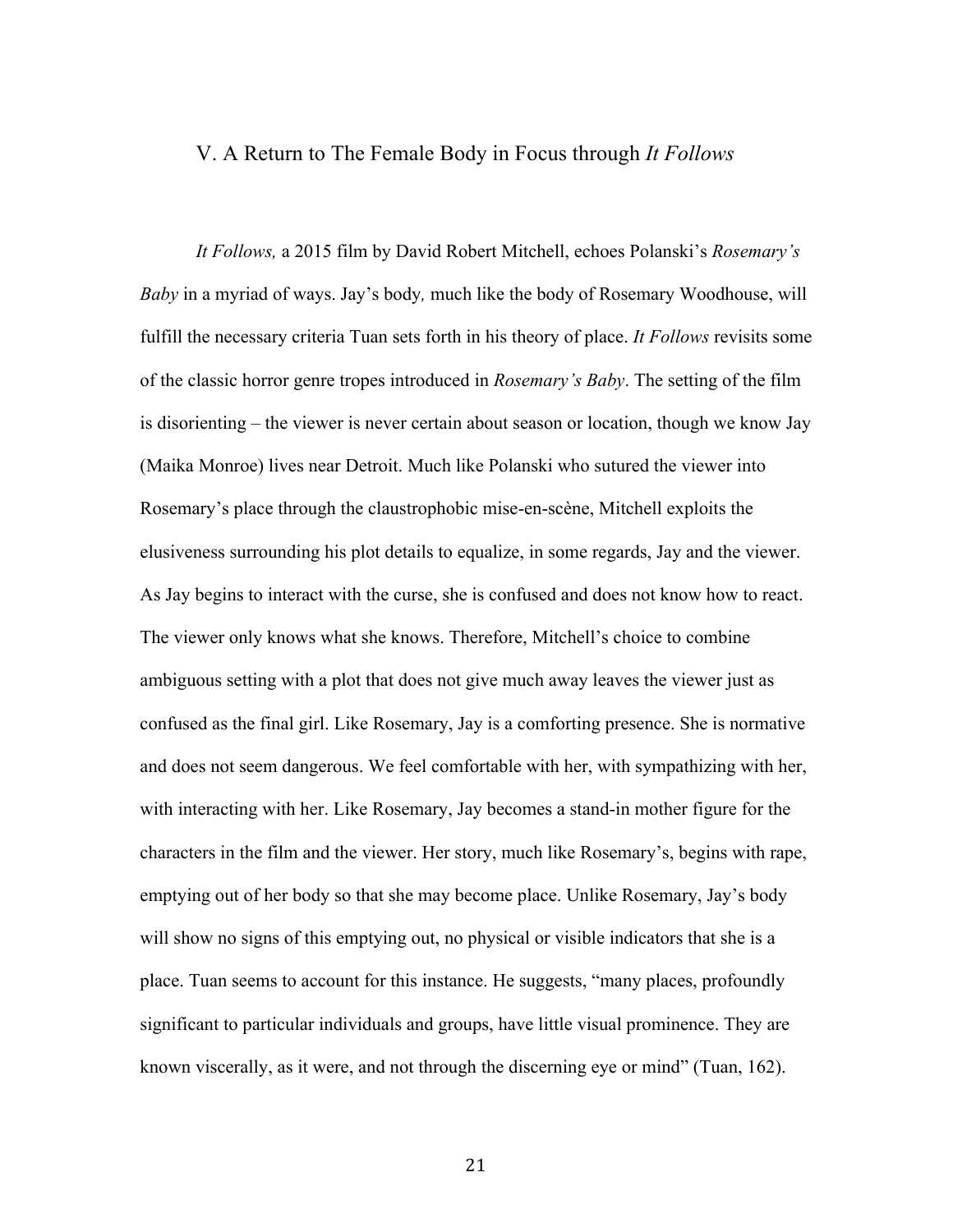## V. A Return to The Female Body in Focus through *It Follows*

*It Follows,* a 2015 film by David Robert Mitchell, echoes Polanski's *Rosemary's Baby* in a myriad of ways. Jay's body*,* much like the body of Rosemary Woodhouse, will fulfill the necessary criteria Tuan sets forth in his theory of place. *It Follows* revisits some of the classic horror genre tropes introduced in *Rosemary's Baby*. The setting of the film is disorienting – the viewer is never certain about season or location, though we know Jay (Maika Monroe) lives near Detroit. Much like Polanski who sutured the viewer into Rosemary's place through the claustrophobic mise-en-scène, Mitchell exploits the elusiveness surrounding his plot details to equalize, in some regards, Jay and the viewer. As Jay begins to interact with the curse, she is confused and does not know how to react. The viewer only knows what she knows. Therefore, Mitchell's choice to combine ambiguous setting with a plot that does not give much away leaves the viewer just as confused as the final girl. Like Rosemary, Jay is a comforting presence. She is normative and does not seem dangerous. We feel comfortable with her, with sympathizing with her, with interacting with her. Like Rosemary, Jay becomes a stand-in mother figure for the characters in the film and the viewer. Her story, much like Rosemary's, begins with rape, emptying out of her body so that she may become place. Unlike Rosemary, Jay's body will show no signs of this emptying out, no physical or visible indicators that she is a place. Tuan seems to account for this instance. He suggests, "many places, profoundly significant to particular individuals and groups, have little visual prominence. They are known viscerally, as it were, and not through the discerning eye or mind" (Tuan, 162).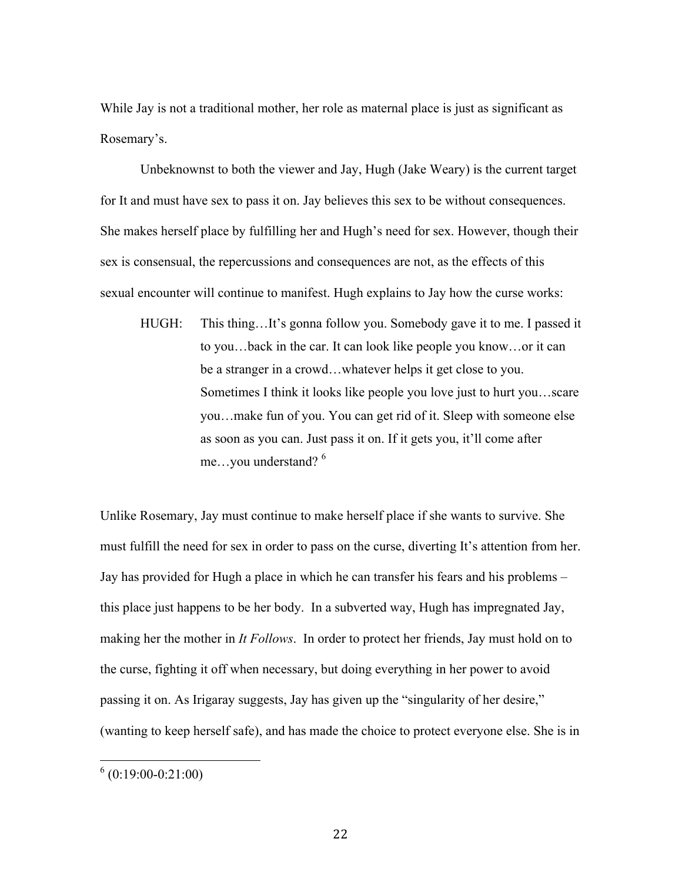While Jay is not a traditional mother, her role as maternal place is just as significant as Rosemary's.

Unbeknownst to both the viewer and Jay, Hugh (Jake Weary) is the current target for It and must have sex to pass it on. Jay believes this sex to be without consequences. She makes herself place by fulfilling her and Hugh's need for sex. However, though their sex is consensual, the repercussions and consequences are not, as the effects of this sexual encounter will continue to manifest. Hugh explains to Jay how the curse works:

> HUGH: This thing…It's gonna follow you. Somebody gave it to me. I passed it to you…back in the car. It can look like people you know…or it can be a stranger in a crowd…whatever helps it get close to you. Sometimes I think it looks like people you love just to hurt you…scare you…make fun of you. You can get rid of it. Sleep with someone else as soon as you can. Just pass it on. If it gets you, it'll come after me…you understand? [6]

Unlike Rosemary, Jay must continue to make herself place if she wants to survive. She must fulfill the need for sex in order to pass on the curse, diverting It's attention from her. Jay has provided for Hugh a place in which he can transfer his fears and his problems – this place just happens to be her body. In a subverted way, Hugh has impregnated Jay, making her the mother in *It Follows*. In order to protect her friends, Jay must hold on to the curse, fighting it off when necessary, but doing everything in her power to avoid passing it on. As Irigaray suggests, Jay has given up the "singularity of her desire," (wanting to keep herself safe), and has made the choice to protect everyone else. She is in

[6] (0:19:00-0:21:00)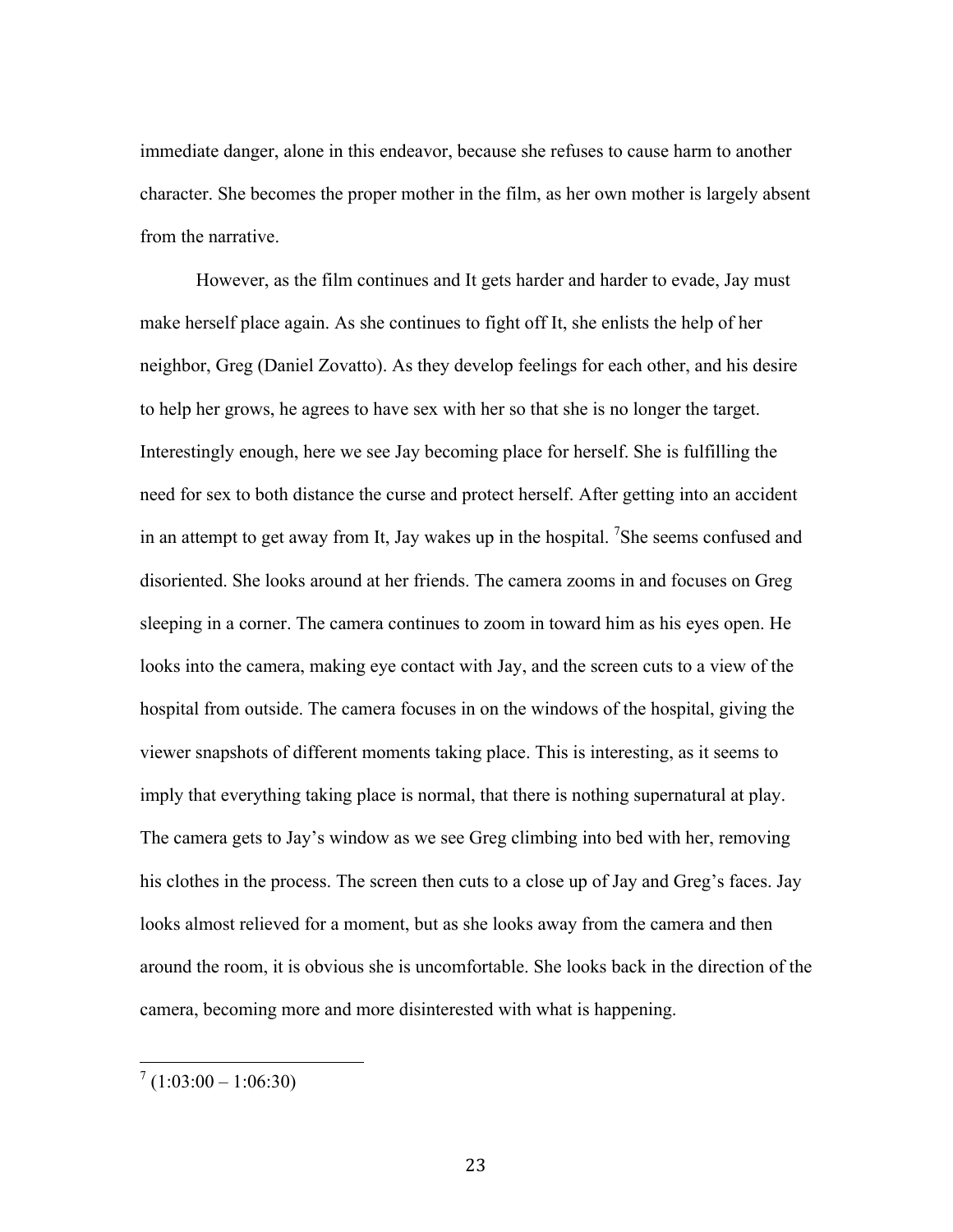immediate danger, alone in this endeavor, because she refuses to cause harm to another character. She becomes the proper mother in the film, as her own mother is largely absent from the narrative.

However, as the film continues and It gets harder and harder to evade, Jay must make herself place again. As she continues to fight off It, she enlists the help of her neighbor, Greg (Daniel Zovatto). As they develop feelings for each other, and his desire to help her grows, he agrees to have sex with her so that she is no longer the target. Interestingly enough, here we see Jay becoming place for herself. She is fulfilling the need for sex to both distance the curse and protect herself. After getting into an accident in an attempt to get away from It, Jay wakes up in the hospital. [7]She seems confused and disoriented. She looks around at her friends. The camera zooms in and focuses on Greg sleeping in a corner. The camera continues to zoom in toward him as his eyes open. He looks into the camera, making eye contact with Jay, and the screen cuts to a view of the hospital from outside. The camera focuses in on the windows of the hospital, giving the viewer snapshots of different moments taking place. This is interesting, as it seems to imply that everything taking place is normal, that there is nothing supernatural at play. The camera gets to Jay's window as we see Greg climbing into bed with her, removing his clothes in the process. The screen then cuts to a close up of Jay and Greg's faces. Jay looks almost relieved for a moment, but as she looks away from the camera and then around the room, it is obvious she is uncomfortable. She looks back in the direction of the camera, becoming more and more disinterested with what is happening.

---

[7] (1:03:00 – 1:06:30)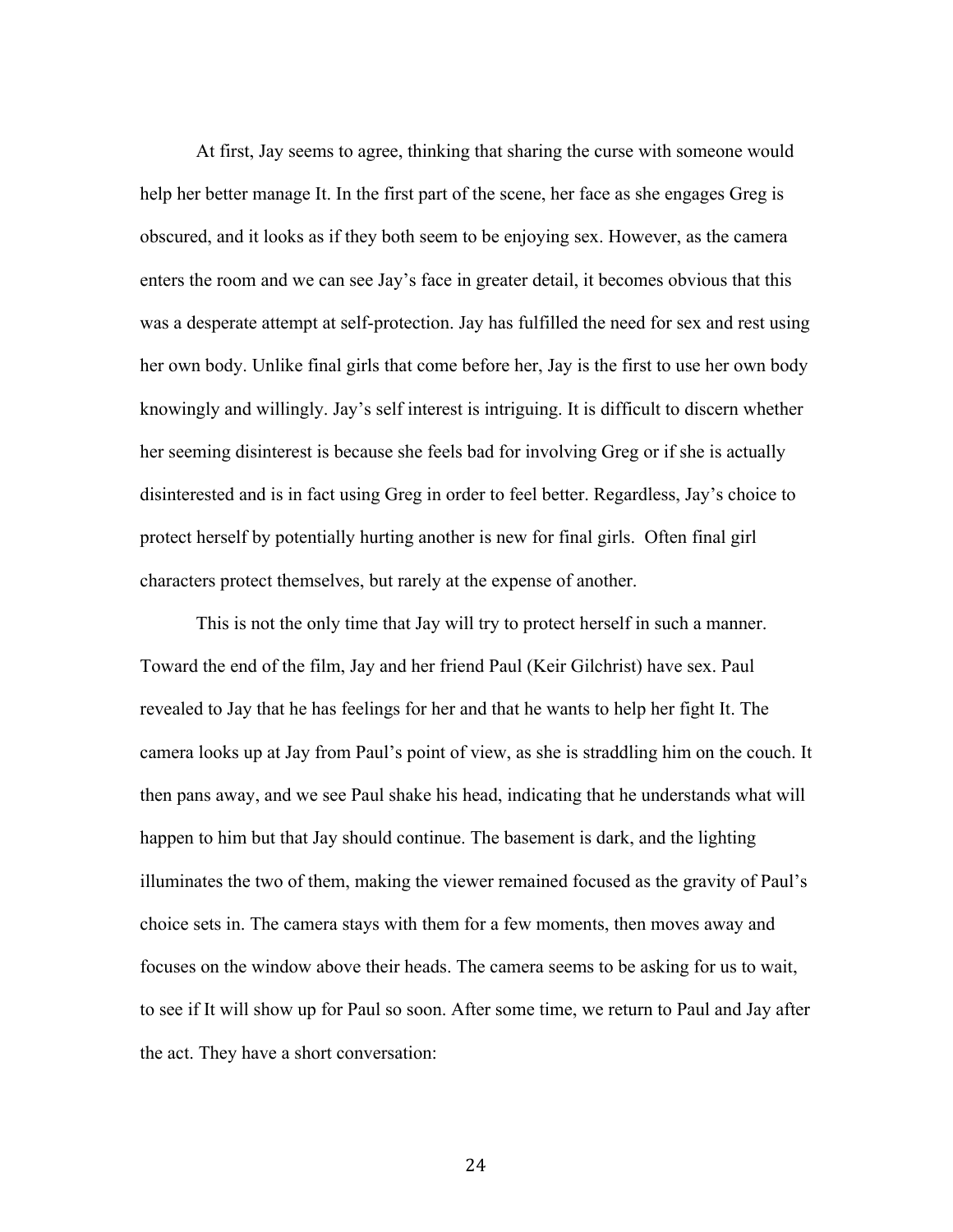At first, Jay seems to agree, thinking that sharing the curse with someone would help her better manage It. In the first part of the scene, her face as she engages Greg is obscured, and it looks as if they both seem to be enjoying sex. However, as the camera enters the room and we can see Jay's face in greater detail, it becomes obvious that this was a desperate attempt at self-protection. Jay has fulfilled the need for sex and rest using her own body. Unlike final girls that come before her, Jay is the first to use her own body knowingly and willingly. Jay's self interest is intriguing. It is difficult to discern whether her seeming disinterest is because she feels bad for involving Greg or if she is actually disinterested and is in fact using Greg in order to feel better. Regardless, Jay's choice to protect herself by potentially hurting another is new for final girls. Often final girl characters protect themselves, but rarely at the expense of another.

This is not the only time that Jay will try to protect herself in such a manner. Toward the end of the film, Jay and her friend Paul (Keir Gilchrist) have sex. Paul revealed to Jay that he has feelings for her and that he wants to help her fight It. The camera looks up at Jay from Paul's point of view, as she is straddling him on the couch. It then pans away, and we see Paul shake his head, indicating that he understands what will happen to him but that Jay should continue. The basement is dark, and the lighting illuminates the two of them, making the viewer remained focused as the gravity of Paul's choice sets in. The camera stays with them for a few moments, then moves away and focuses on the window above their heads. The camera seems to be asking for us to wait, to see if It will show up for Paul so soon. After some time, we return to Paul and Jay after the act. They have a short conversation: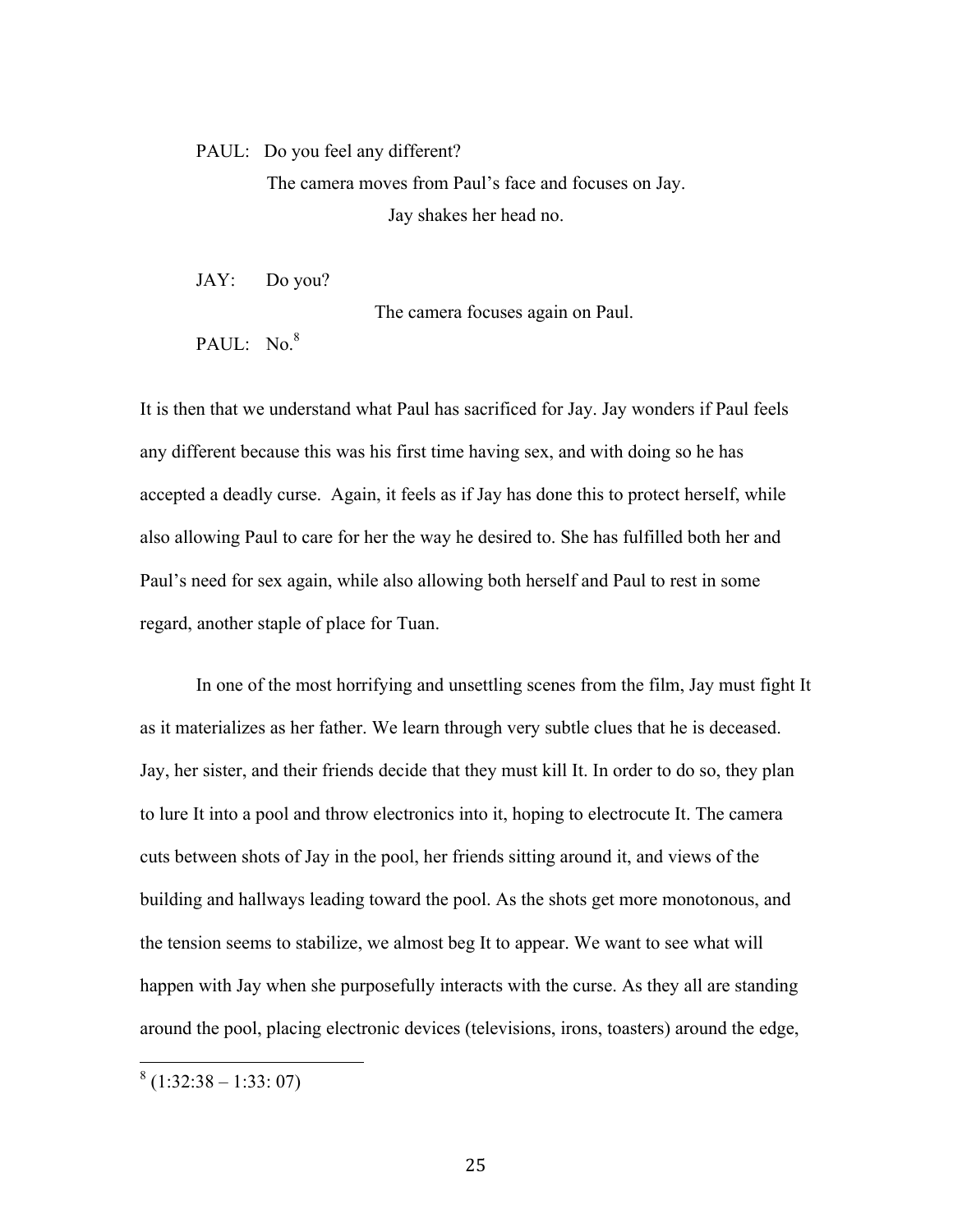PAUL: Do you feel any different?

The camera moves from Paul's face and focuses on Jay.

Jay shakes her head no.

JAY: Do you?

The camera focuses again on Paul.

PAUL: No.[8]

It is then that we understand what Paul has sacrificed for Jay. Jay wonders if Paul feels any different because this was his first time having sex, and with doing so he has accepted a deadly curse. Again, it feels as if Jay has done this to protect herself, while also allowing Paul to care for her the way he desired to. She has fulfilled both her and Paul's need for sex again, while also allowing both herself and Paul to rest in some regard, another staple of place for Tuan.

In one of the most horrifying and unsettling scenes from the film, Jay must fight It as it materializes as her father. We learn through very subtle clues that he is deceased. Jay, her sister, and their friends decide that they must kill It. In order to do so, they plan to lure It into a pool and throw electronics into it, hoping to electrocute It. The camera cuts between shots of Jay in the pool, her friends sitting around it, and views of the building and hallways leading toward the pool. As the shots get more monotonous, and the tension seems to stabilize, we almost beg It to appear. We want to see what will happen with Jay when she purposefully interacts with the curse. As they all are standing around the pool, placing electronic devices (televisions, irons, toasters) around the edge,

[8] (1:32:38 – 1:33: 07)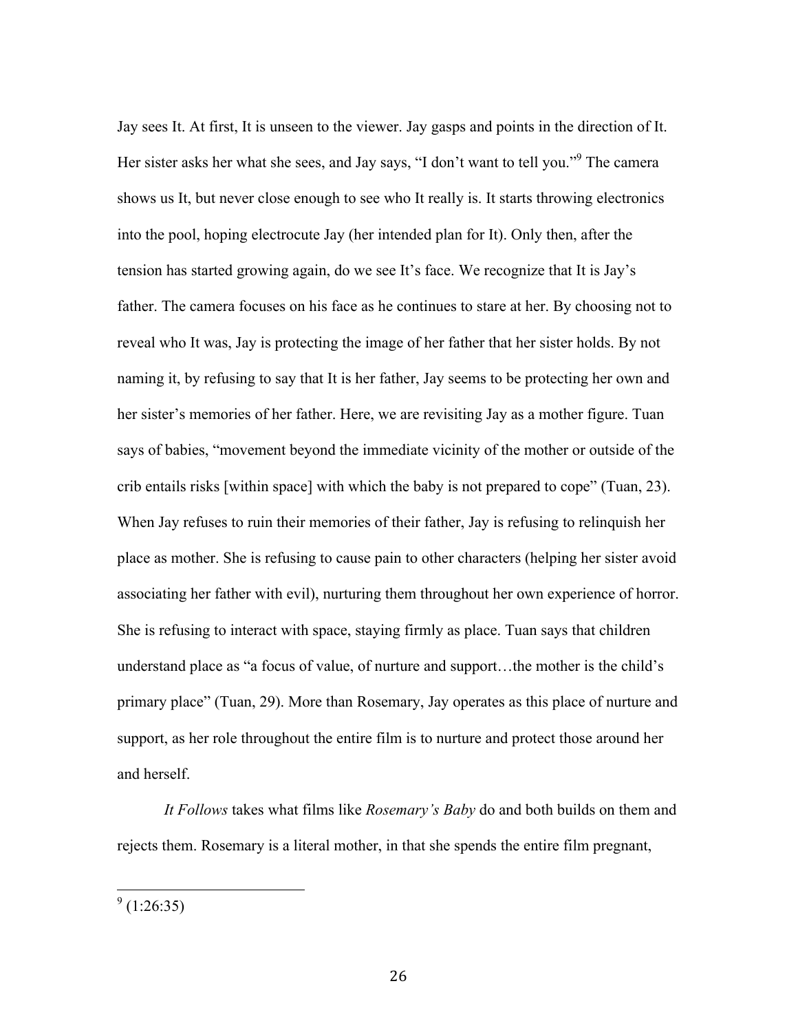Jay sees It. At first, It is unseen to the viewer. Jay gasps and points in the direction of It. Her sister asks her what she sees, and Jay says, "I don't want to tell you."[9] The camera shows us It, but never close enough to see who It really is. It starts throwing electronics into the pool, hoping electrocute Jay (her intended plan for It). Only then, after the tension has started growing again, do we see It's face. We recognize that It is Jay's father. The camera focuses on his face as he continues to stare at her. By choosing not to reveal who It was, Jay is protecting the image of her father that her sister holds. By not naming it, by refusing to say that It is her father, Jay seems to be protecting her own and her sister's memories of her father. Here, we are revisiting Jay as a mother figure. Tuan says of babies, "movement beyond the immediate vicinity of the mother or outside of the crib entails risks [within space] with which the baby is not prepared to cope" (Tuan, 23). When Jay refuses to ruin their memories of their father, Jay is refusing to relinquish her place as mother. She is refusing to cause pain to other characters (helping her sister avoid associating her father with evil), nurturing them throughout her own experience of horror. She is refusing to interact with space, staying firmly as place. Tuan says that children understand place as "a focus of value, of nurture and support…the mother is the child's primary place" (Tuan, 29). More than Rosemary, Jay operates as this place of nurture and support, as her role throughout the entire film is to nurture and protect those around her and herself.

*It Follows* takes what films like *Rosemary's Baby* do and both builds on them and rejects them. Rosemary is a literal mother, in that she spends the entire film pregnant,

[9] (1:26:35)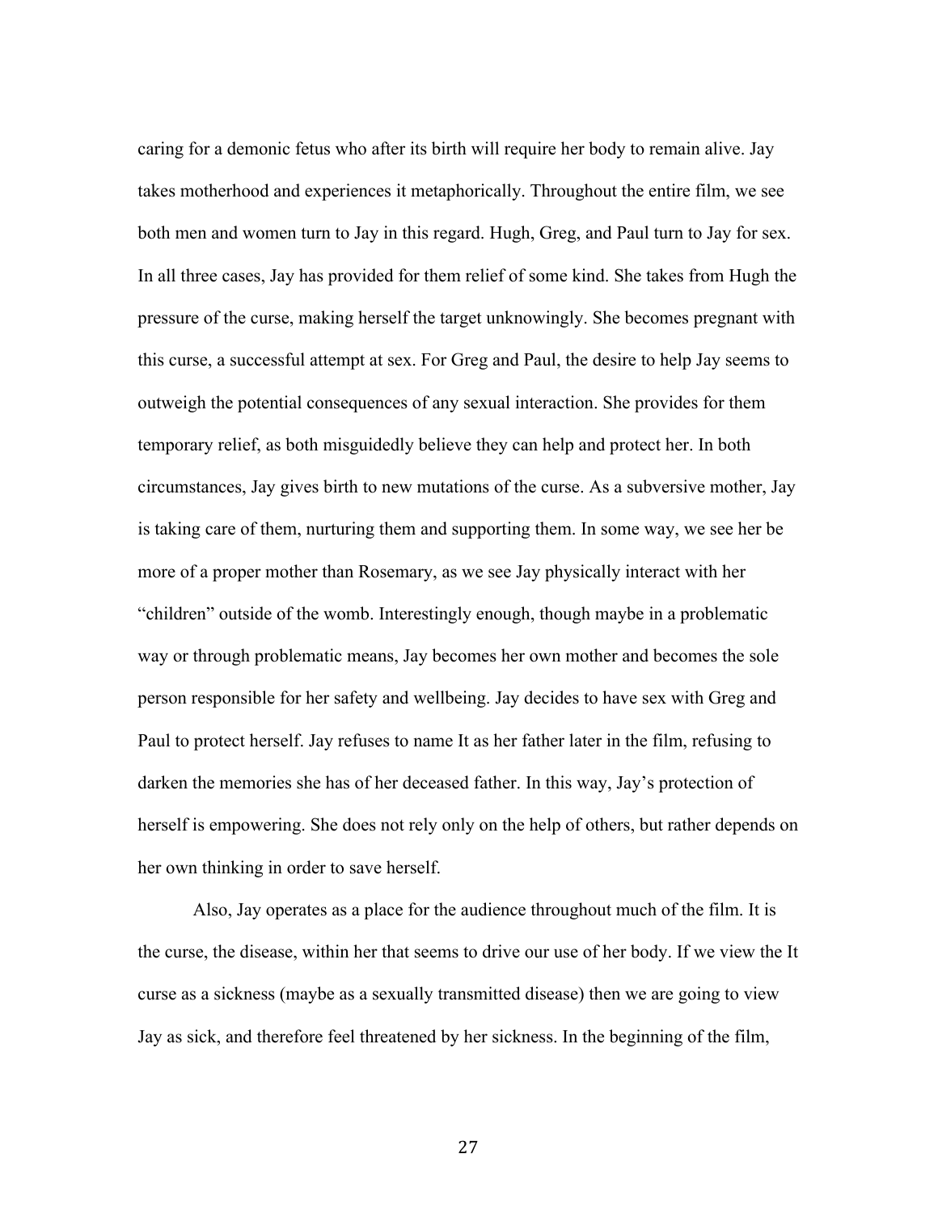caring for a demonic fetus who after its birth will require her body to remain alive. Jay takes motherhood and experiences it metaphorically. Throughout the entire film, we see both men and women turn to Jay in this regard. Hugh, Greg, and Paul turn to Jay for sex. In all three cases, Jay has provided for them relief of some kind. She takes from Hugh the pressure of the curse, making herself the target unknowingly. She becomes pregnant with this curse, a successful attempt at sex. For Greg and Paul, the desire to help Jay seems to outweigh the potential consequences of any sexual interaction. She provides for them temporary relief, as both misguidedly believe they can help and protect her. In both circumstances, Jay gives birth to new mutations of the curse. As a subversive mother, Jay is taking care of them, nurturing them and supporting them. In some way, we see her be more of a proper mother than Rosemary, as we see Jay physically interact with her "children" outside of the womb. Interestingly enough, though maybe in a problematic way or through problematic means, Jay becomes her own mother and becomes the sole person responsible for her safety and wellbeing. Jay decides to have sex with Greg and Paul to protect herself. Jay refuses to name It as her father later in the film, refusing to darken the memories she has of her deceased father. In this way, Jay's protection of herself is empowering. She does not rely only on the help of others, but rather depends on her own thinking in order to save herself.

Also, Jay operates as a place for the audience throughout much of the film. It is the curse, the disease, within her that seems to drive our use of her body. If we view the It curse as a sickness (maybe as a sexually transmitted disease) then we are going to view Jay as sick, and therefore feel threatened by her sickness. In the beginning of the film,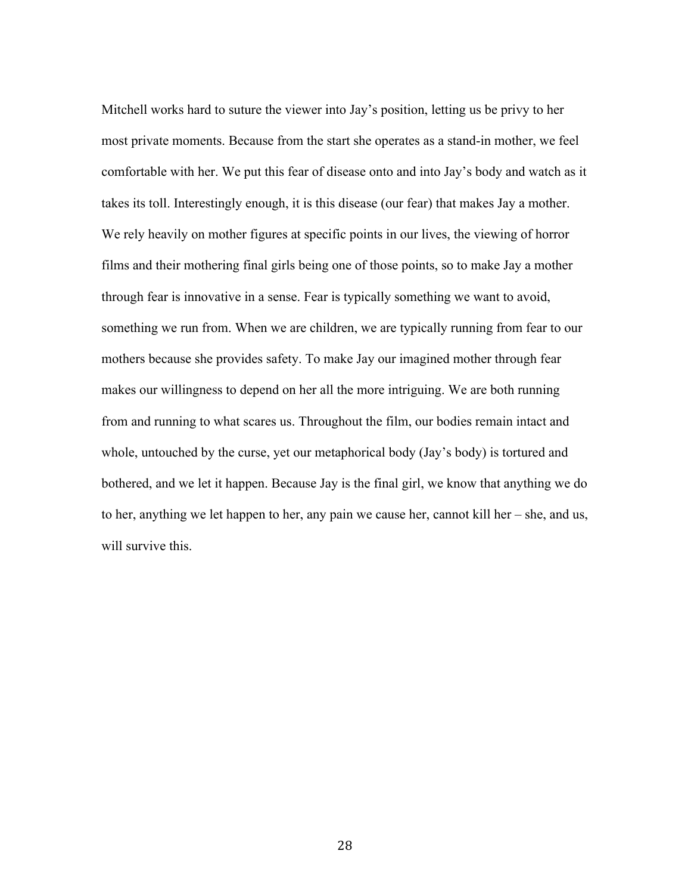Mitchell works hard to suture the viewer into Jay's position, letting us be privy to her most private moments. Because from the start she operates as a stand-in mother, we feel comfortable with her. We put this fear of disease onto and into Jay's body and watch as it takes its toll. Interestingly enough, it is this disease (our fear) that makes Jay a mother. We rely heavily on mother figures at specific points in our lives, the viewing of horror films and their mothering final girls being one of those points, so to make Jay a mother through fear is innovative in a sense. Fear is typically something we want to avoid, something we run from. When we are children, we are typically running from fear to our mothers because she provides safety. To make Jay our imagined mother through fear makes our willingness to depend on her all the more intriguing. We are both running from and running to what scares us. Throughout the film, our bodies remain intact and whole, untouched by the curse, yet our metaphorical body (Jay's body) is tortured and bothered, and we let it happen. Because Jay is the final girl, we know that anything we do to her, anything we let happen to her, any pain we cause her, cannot kill her – she, and us, will survive this.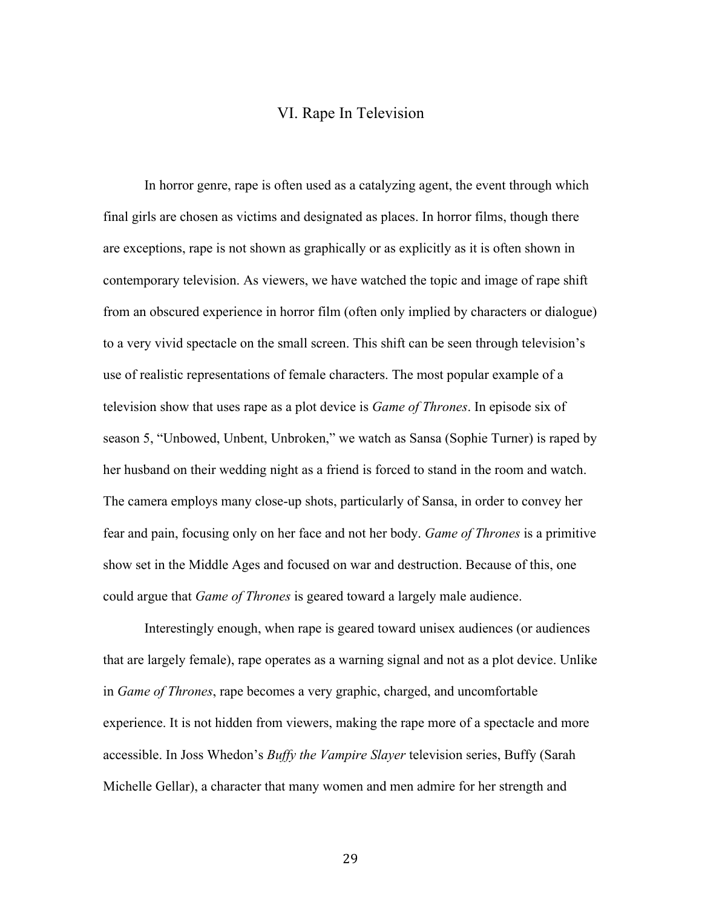# VI. Rape In Television

In horror genre, rape is often used as a catalyzing agent, the event through which final girls are chosen as victims and designated as places. In horror films, though there are exceptions, rape is not shown as graphically or as explicitly as it is often shown in contemporary television. As viewers, we have watched the topic and image of rape shift from an obscured experience in horror film (often only implied by characters or dialogue) to a very vivid spectacle on the small screen. This shift can be seen through television's use of realistic representations of female characters. The most popular example of a television show that uses rape as a plot device is *Game of Thrones*. In episode six of season 5, "Unbowed, Unbent, Unbroken," we watch as Sansa (Sophie Turner) is raped by her husband on their wedding night as a friend is forced to stand in the room and watch. The camera employs many close-up shots, particularly of Sansa, in order to convey her fear and pain, focusing only on her face and not her body. *Game of Thrones* is a primitive show set in the Middle Ages and focused on war and destruction. Because of this, one could argue that *Game of Thrones* is geared toward a largely male audience.

Interestingly enough, when rape is geared toward unisex audiences (or audiences that are largely female), rape operates as a warning signal and not as a plot device. Unlike in *Game of Thrones*, rape becomes a very graphic, charged, and uncomfortable experience. It is not hidden from viewers, making the rape more of a spectacle and more accessible. In Joss Whedon's *Buffy the Vampire Slayer* television series, Buffy (Sarah Michelle Gellar), a character that many women and men admire for her strength and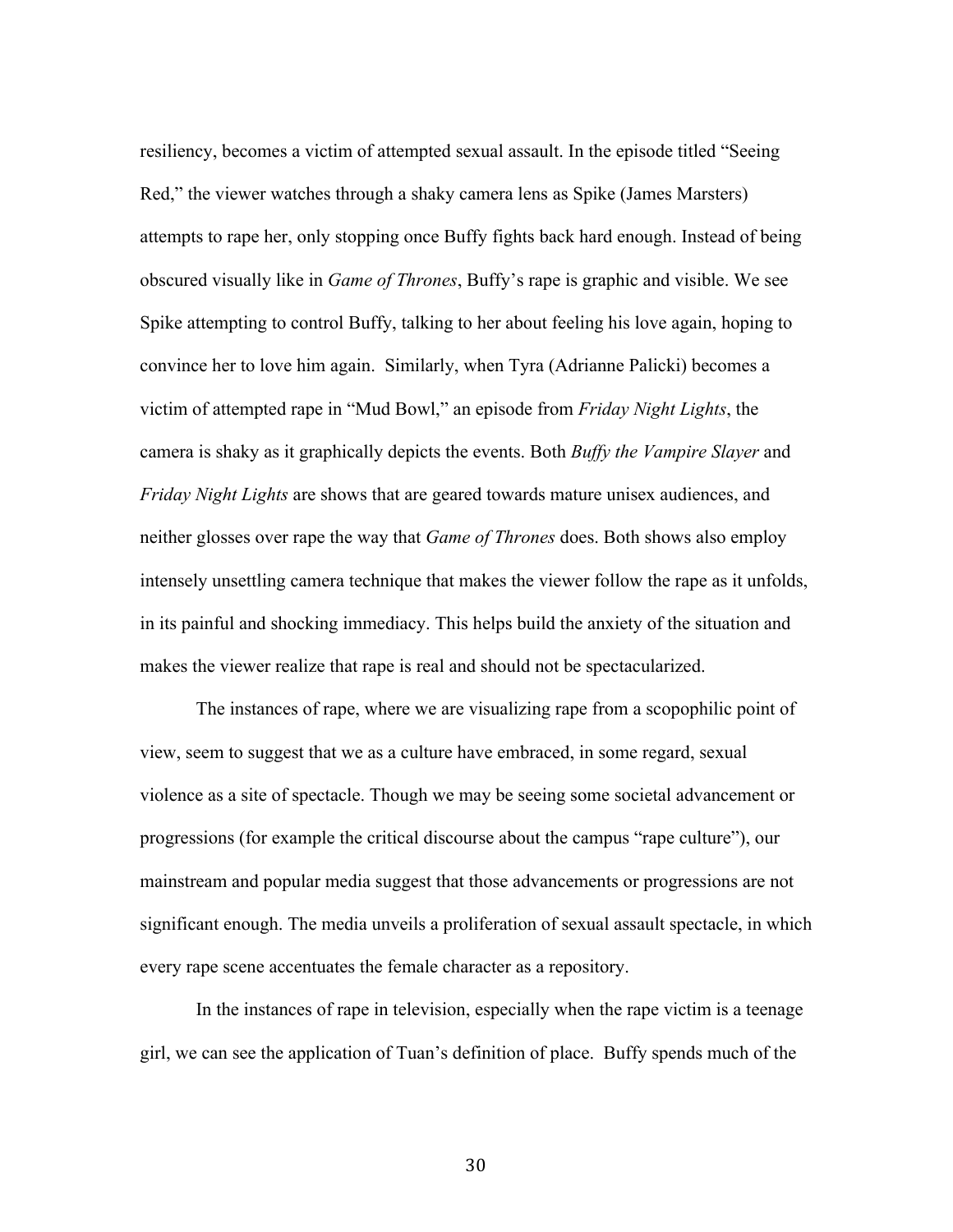resiliency, becomes a victim of attempted sexual assault. In the episode titled "Seeing Red," the viewer watches through a shaky camera lens as Spike (James Marsters) attempts to rape her, only stopping once Buffy fights back hard enough. Instead of being obscured visually like in *Game of Thrones*, Buffy's rape is graphic and visible. We see Spike attempting to control Buffy, talking to her about feeling his love again, hoping to convince her to love him again. Similarly, when Tyra (Adrianne Palicki) becomes a victim of attempted rape in "Mud Bowl," an episode from *Friday Night Lights*, the camera is shaky as it graphically depicts the events. Both *Buffy the Vampire Slayer* and *Friday Night Lights* are shows that are geared towards mature unisex audiences, and neither glosses over rape the way that *Game of Thrones* does. Both shows also employ intensely unsettling camera technique that makes the viewer follow the rape as it unfolds, in its painful and shocking immediacy. This helps build the anxiety of the situation and makes the viewer realize that rape is real and should not be spectacularized.

The instances of rape, where we are visualizing rape from a scopophilic point of view, seem to suggest that we as a culture have embraced, in some regard, sexual violence as a site of spectacle. Though we may be seeing some societal advancement or progressions (for example the critical discourse about the campus "rape culture"), our mainstream and popular media suggest that those advancements or progressions are not significant enough. The media unveils a proliferation of sexual assault spectacle, in which every rape scene accentuates the female character as a repository.

In the instances of rape in television, especially when the rape victim is a teenage girl, we can see the application of Tuan's definition of place. Buffy spends much of the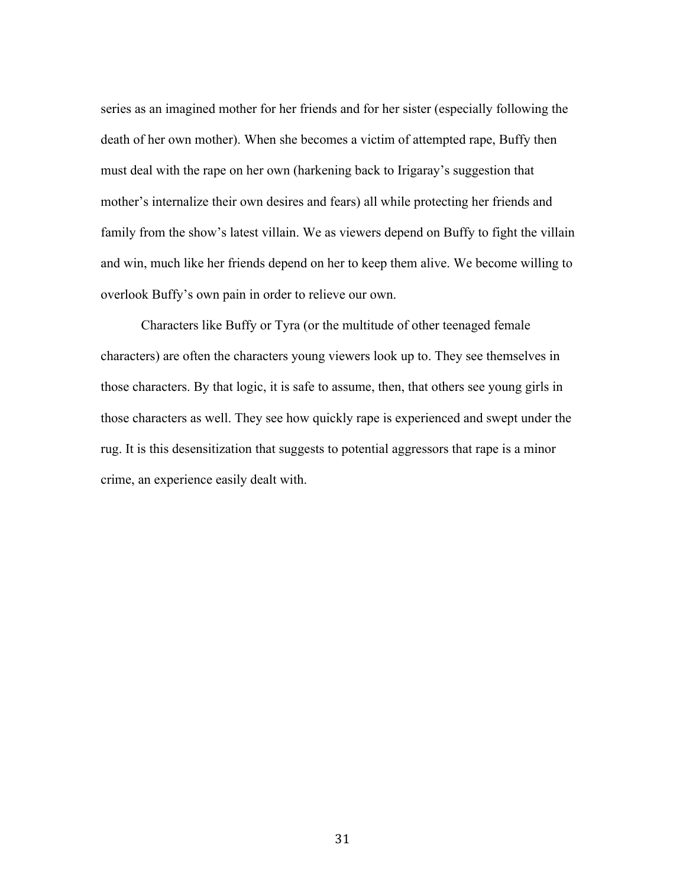series as an imagined mother for her friends and for her sister (especially following the death of her own mother). When she becomes a victim of attempted rape, Buffy then must deal with the rape on her own (harkening back to Irigaray's suggestion that mother's internalize their own desires and fears) all while protecting her friends and family from the show's latest villain. We as viewers depend on Buffy to fight the villain and win, much like her friends depend on her to keep them alive. We become willing to overlook Buffy's own pain in order to relieve our own.

Characters like Buffy or Tyra (or the multitude of other teenaged female characters) are often the characters young viewers look up to. They see themselves in those characters. By that logic, it is safe to assume, then, that others see young girls in those characters as well. They see how quickly rape is experienced and swept under the rug. It is this desensitization that suggests to potential aggressors that rape is a minor crime, an experience easily dealt with.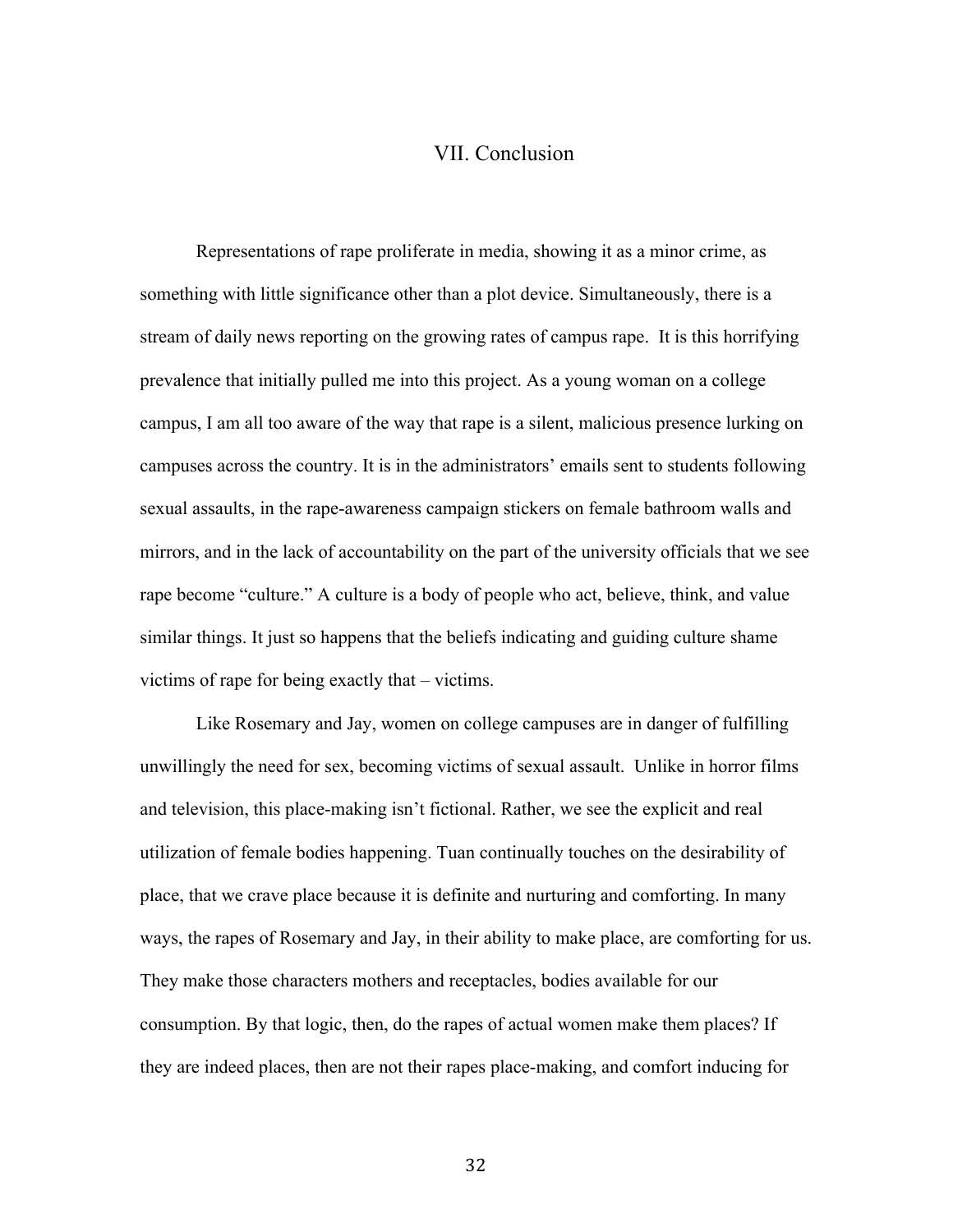## VII. Conclusion

Representations of rape proliferate in media, showing it as a minor crime, as something with little significance other than a plot device. Simultaneously, there is a stream of daily news reporting on the growing rates of campus rape. It is this horrifying prevalence that initially pulled me into this project. As a young woman on a college campus, I am all too aware of the way that rape is a silent, malicious presence lurking on campuses across the country. It is in the administrators' emails sent to students following sexual assaults, in the rape-awareness campaign stickers on female bathroom walls and mirrors, and in the lack of accountability on the part of the university officials that we see rape become "culture." A culture is a body of people who act, believe, think, and value similar things. It just so happens that the beliefs indicating and guiding culture shame victims of rape for being exactly that – victims.

Like Rosemary and Jay, women on college campuses are in danger of fulfilling unwillingly the need for sex, becoming victims of sexual assault. Unlike in horror films and television, this place-making isn't fictional. Rather, we see the explicit and real utilization of female bodies happening. Tuan continually touches on the desirability of place, that we crave place because it is definite and nurturing and comforting. In many ways, the rapes of Rosemary and Jay, in their ability to make place, are comforting for us. They make those characters mothers and receptacles, bodies available for our consumption. By that logic, then, do the rapes of actual women make them places? If they are indeed places, then are not their rapes place-making, and comfort inducing for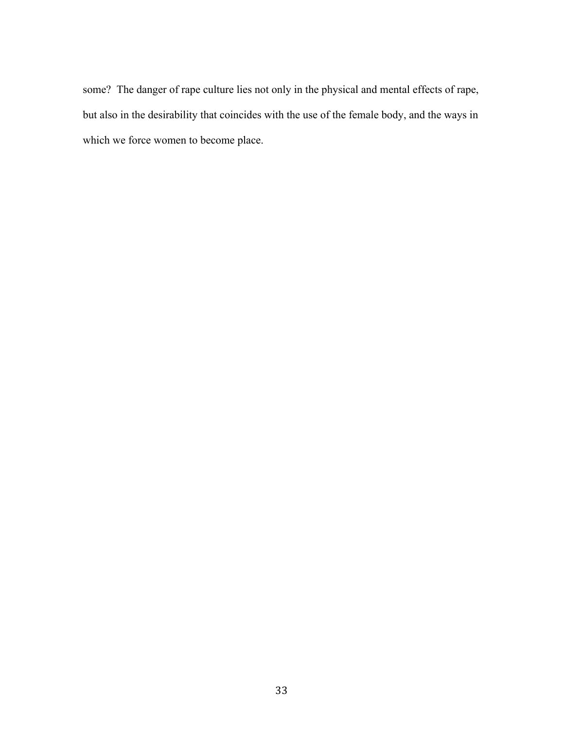some?  The danger of rape culture lies not only in the physical and mental effects of rape, but also in the desirability that coincides with the use of the female body, and the ways in which we force women to become place.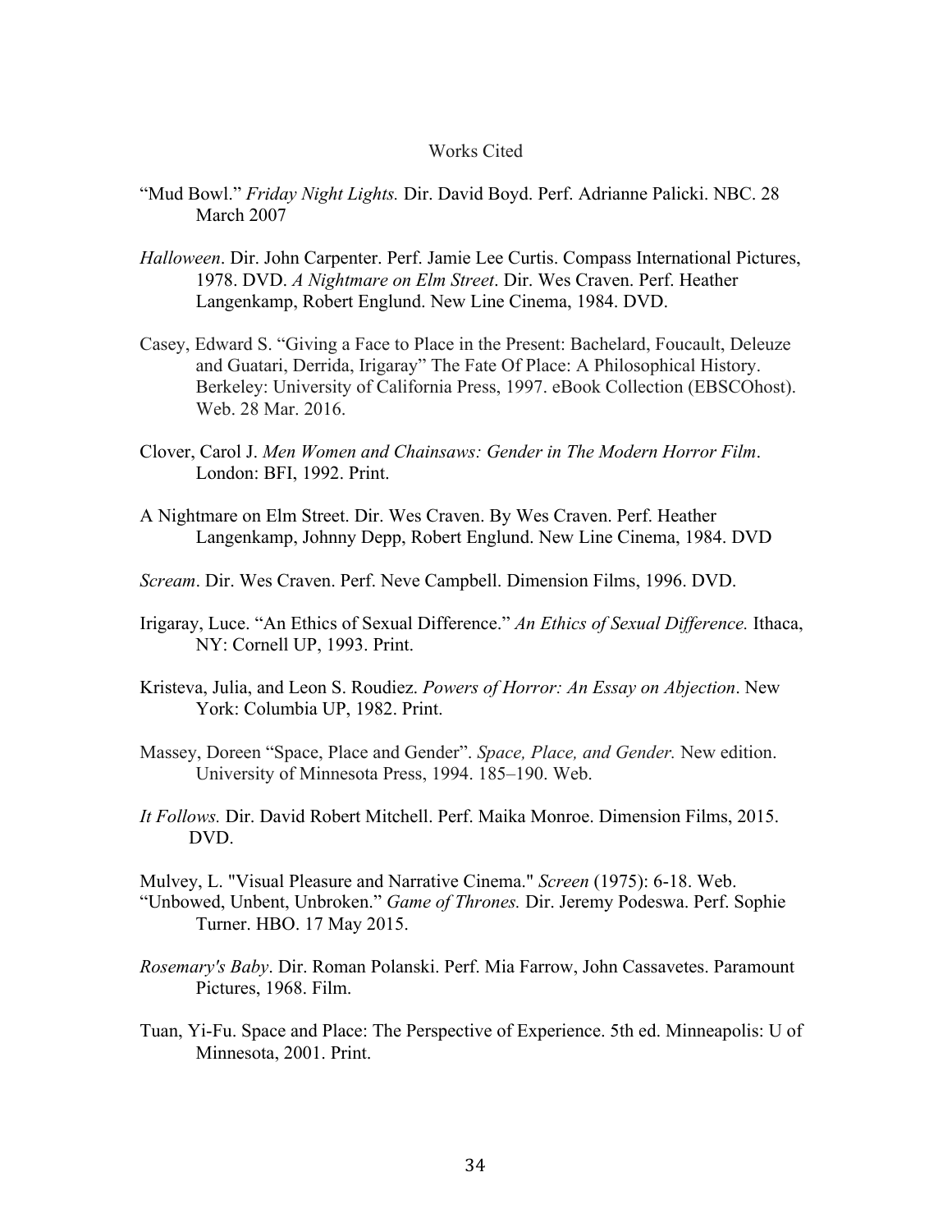# Works Cited

"Mud Bowl." *Friday Night Lights.* Dir. David Boyd. Perf. Adrianne Palicki. NBC. 28 March 2007

*Halloween*. Dir. John Carpenter. Perf. Jamie Lee Curtis. Compass International Pictures, 1978. DVD. *A Nightmare on Elm Street*. Dir. Wes Craven. Perf. Heather Langenkamp, Robert Englund. New Line Cinema, 1984. DVD.

Casey, Edward S. "Giving a Face to Place in the Present: Bachelard, Foucault, Deleuze and Guatari, Derrida, Irigaray" The Fate Of Place: A Philosophical History. Berkeley: University of California Press, 1997. eBook Collection (EBSCOhost). Web. 28 Mar. 2016.

Clover, Carol J. *Men Women and Chainsaws: Gender in The Modern Horror Film*. London: BFI, 1992. Print.

A Nightmare on Elm Street. Dir. Wes Craven. By Wes Craven. Perf. Heather Langenkamp, Johnny Depp, Robert Englund. New Line Cinema, 1984. DVD

*Scream*. Dir. Wes Craven. Perf. Neve Campbell. Dimension Films, 1996. DVD.

Irigaray, Luce. "An Ethics of Sexual Difference." *An Ethics of Sexual Difference.* Ithaca, NY: Cornell UP, 1993. Print.

Kristeva, Julia, and Leon S. Roudiez. *Powers of Horror: An Essay on Abjection*. New York: Columbia UP, 1982. Print.

Massey, Doreen "Space, Place and Gender". *Space, Place, and Gender.* New edition. University of Minnesota Press, 1994. 185–190. Web.

*It Follows.* Dir. David Robert Mitchell. Perf. Maika Monroe. Dimension Films, 2015. DVD.

Mulvey, L. "Visual Pleasure and Narrative Cinema." *Screen* (1975): 6-18. Web.

"Unbowed, Unbent, Unbroken." *Game of Thrones.* Dir. Jeremy Podeswa. Perf. Sophie Turner. HBO. 17 May 2015.

*Rosemary's Baby*. Dir. Roman Polanski. Perf. Mia Farrow, John Cassavetes. Paramount Pictures, 1968. Film.

Tuan, Yi-Fu. Space and Place: The Perspective of Experience. 5th ed. Minneapolis: U of Minnesota, 2001. Print.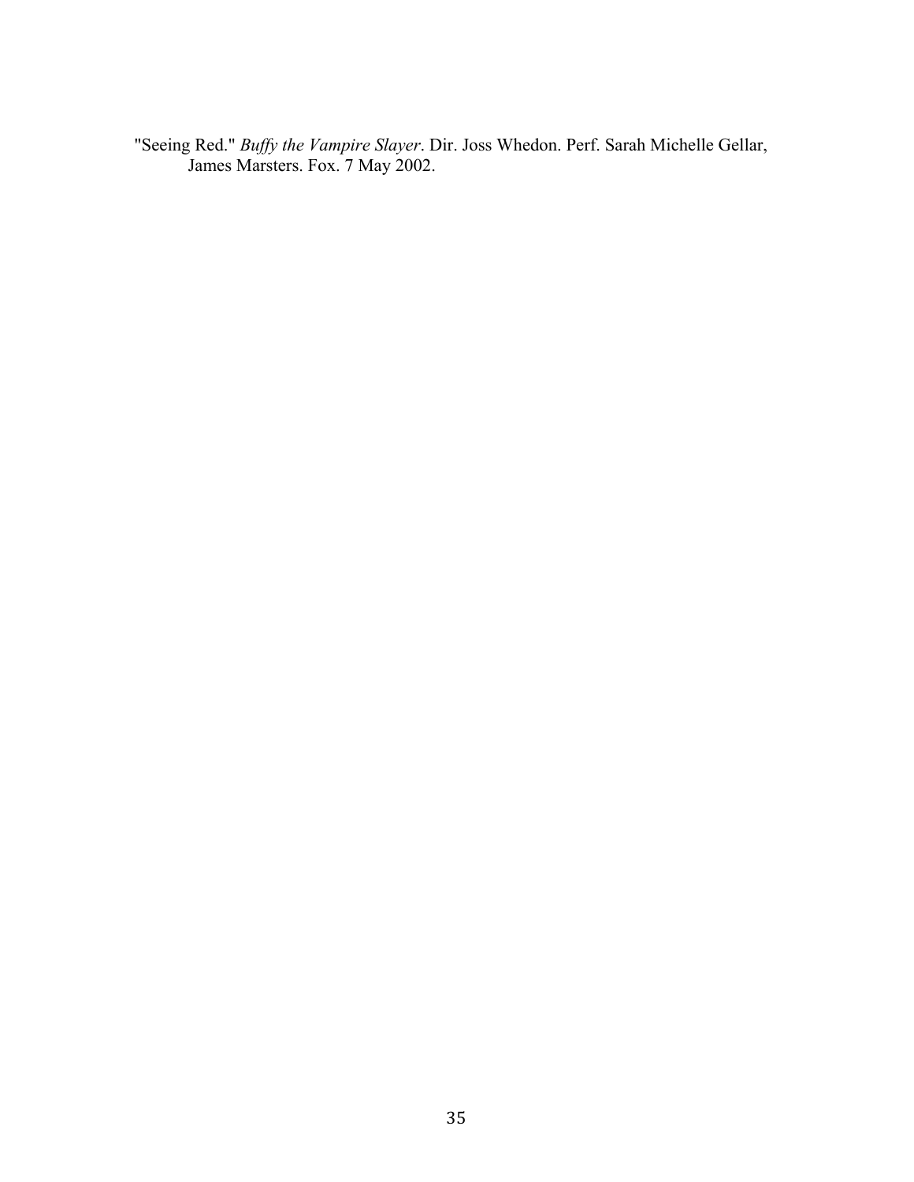"Seeing Red." *Buffy the Vampire Slayer*. Dir. Joss Whedon. Perf. Sarah Michelle Gellar, James Marsters. Fox. 7 May 2002.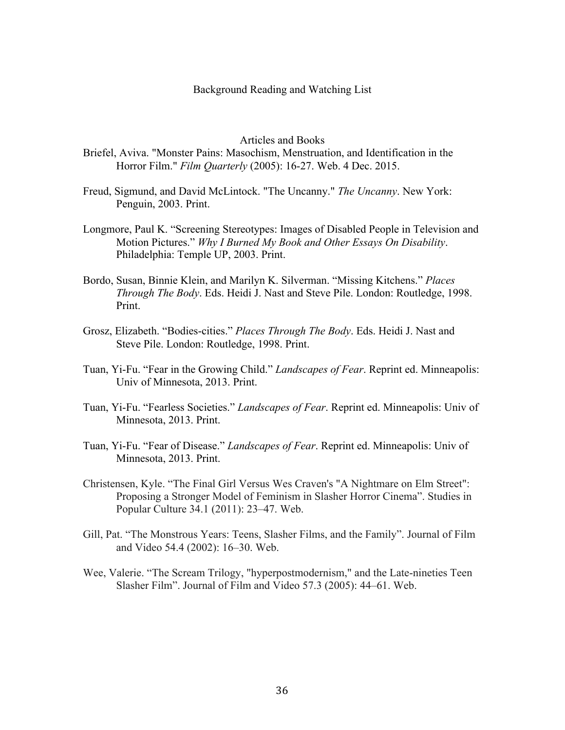# Background Reading and Watching List

## Articles and Books

Briefel, Aviva. "Monster Pains: Masochism, Menstruation, and Identification in the Horror Film." *Film Quarterly* (2005): 16-27. Web. 4 Dec. 2015.

Freud, Sigmund, and David McLintock. "The Uncanny." *The Uncanny*. New York: Penguin, 2003. Print.

Longmore, Paul K. "Screening Stereotypes: Images of Disabled People in Television and Motion Pictures." *Why I Burned My Book and Other Essays On Disability*. Philadelphia: Temple UP, 2003. Print.

Bordo, Susan, Binnie Klein, and Marilyn K. Silverman. "Missing Kitchens." *Places Through The Body*. Eds. Heidi J. Nast and Steve Pile. London: Routledge, 1998. Print.

Grosz, Elizabeth. "Bodies-cities." *Places Through The Body*. Eds. Heidi J. Nast and Steve Pile. London: Routledge, 1998. Print.

Tuan, Yi-Fu. "Fear in the Growing Child." *Landscapes of Fear*. Reprint ed. Minneapolis: Univ of Minnesota, 2013. Print.

Tuan, Yi-Fu. "Fearless Societies." *Landscapes of Fear*. Reprint ed. Minneapolis: Univ of Minnesota, 2013. Print.

Tuan, Yi-Fu. "Fear of Disease." *Landscapes of Fear*. Reprint ed. Minneapolis: Univ of Minnesota, 2013. Print.

Christensen, Kyle. "The Final Girl Versus Wes Craven's "A Nightmare on Elm Street": Proposing a Stronger Model of Feminism in Slasher Horror Cinema". Studies in Popular Culture 34.1 (2011): 23–47. Web.

Gill, Pat. "The Monstrous Years: Teens, Slasher Films, and the Family". Journal of Film and Video 54.4 (2002): 16–30. Web.

Wee, Valerie. "The Scream Trilogy, "hyperpostmodernism," and the Late-nineties Teen Slasher Film". Journal of Film and Video 57.3 (2005): 44–61. Web.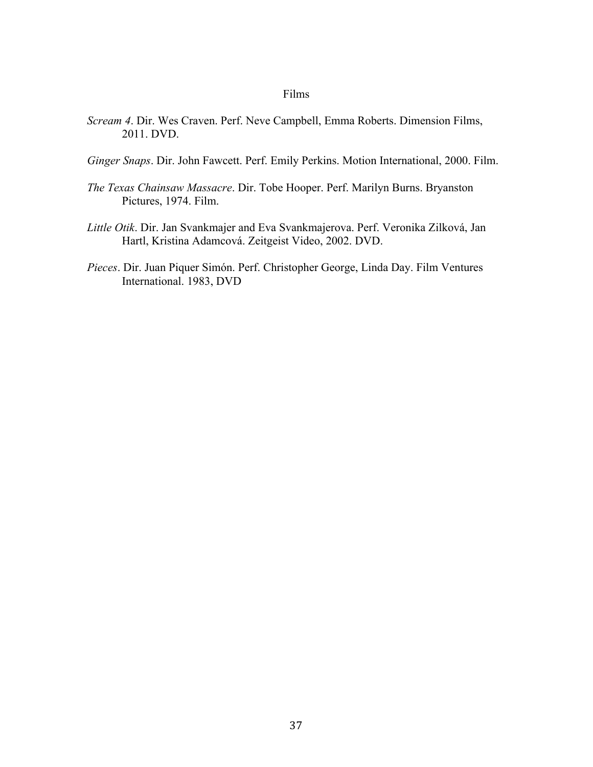# Films

*Scream 4*. Dir. Wes Craven. Perf. Neve Campbell, Emma Roberts. Dimension Films, 2011. DVD.

*Ginger Snaps*. Dir. John Fawcett. Perf. Emily Perkins. Motion International, 2000. Film.

*The Texas Chainsaw Massacre*. Dir. Tobe Hooper. Perf. Marilyn Burns. Bryanston Pictures, 1974. Film.

*Little Otik*. Dir. Jan Svankmajer and Eva Svankmajerova. Perf. Veronika Zilková, Jan Hartl, Kristina Adamcová. Zeitgeist Video, 2002. DVD.

*Pieces*. Dir. Juan Piquer Simón. Perf. Christopher George, Linda Day. Film Ventures International. 1983, DVD